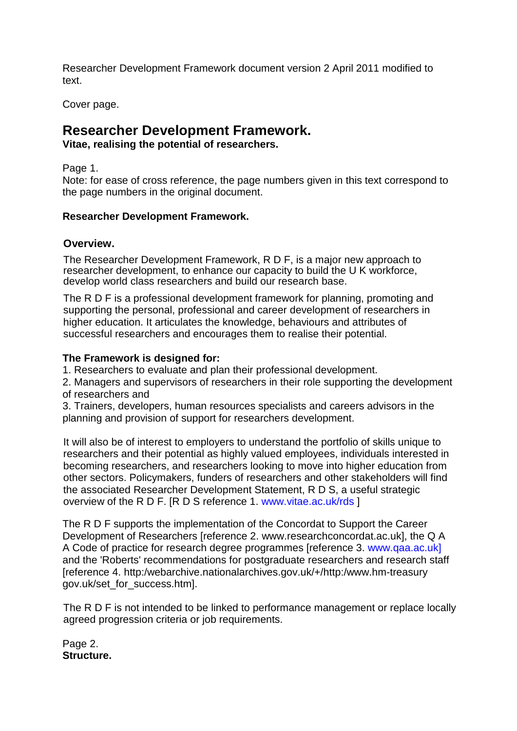Researcher Development Framework document version 2 April 2011 modified to text.

Cover page.

# Researcher Development Framework.

**Vitae, realising the potential of researchers.**

Page 1.

Note: for ease of cross reference, the page numbers given in this text correspond to the page numbers in the original document.

**Researcher Development Framework.**

## Overview.

The Researcher Development Framework, R D F, is a major new approach to researcher development, to enhance our capacity to build the U K workforce, develop world class researchers and build our research base.

The R D F is a professional development framework for planning, promoting and supporting the personal, professional and career development of researchers in higher education. It articulates the knowledge, behaviours and attributes of successful researchers and encourages them to realise their potential.

**The Framework is designed for:**

1. Researchers to evaluate and plan their professional development.
2. Managers and supervisors of researchers in their role supporting the development of researchers and
3. Trainers, developers, human resources specialists and careers advisors in the planning and provision of support for researchers development.

It will also be of interest to employers to understand the portfolio of skills unique to researchers and their potential as highly valued employees, individuals interested in becoming researchers, and researchers looking to move into higher education from other sectors. Policymakers, funders of researchers and other stakeholders will find the associated Researcher Development Statement, R D S, a useful strategic overview of the R D F. [R D S reference 1. www.vitae.ac.uk/rds ]

The R D F supports the implementation of the Concordat to Support the Career Development of Researchers [reference 2. www.researchconcordat.ac.uk], the Q A A Code of practice for research degree programmes [reference 3. www.qaa.ac.uk] and the 'Roberts' recommendations for postgraduate researchers and research staff [reference 4. http:/webarchive.nationalarchives.gov.uk/+/http:/www.hm-treasury gov.uk/set_for_success.htm].

The R D F is not intended to be linked to performance management or replace locally agreed progression criteria or job requirements.

Page 2.

**Structure.**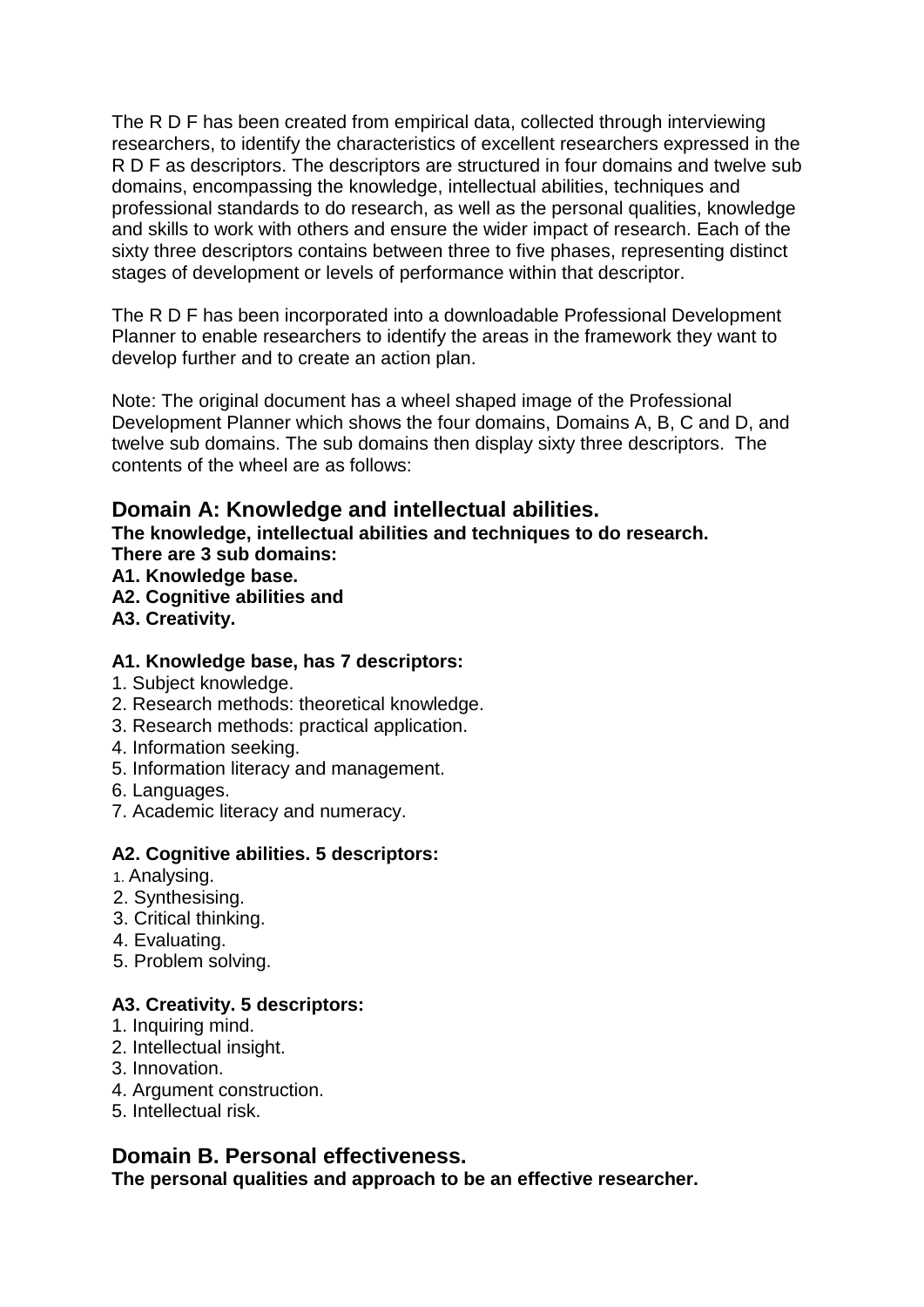The R D F has been created from empirical data, collected through interviewing researchers, to identify the characteristics of excellent researchers expressed in the R D F as descriptors. The descriptors are structured in four domains and twelve sub domains, encompassing the knowledge, intellectual abilities, techniques and professional standards to do research, as well as the personal qualities, knowledge and skills to work with others and ensure the wider impact of research. Each of the sixty three descriptors contains between three to five phases, representing distinct stages of development or levels of performance within that descriptor.

The R D F has been incorporated into a downloadable Professional Development Planner to enable researchers to identify the areas in the framework they want to develop further and to create an action plan.

Note: The original document has a wheel shaped image of the Professional Development Planner which shows the four domains, Domains A, B, C and D, and twelve sub domains. The sub domains then display sixty three descriptors. The contents of the wheel are as follows:

## Domain A: Knowledge and intellectual abilities.

**The knowledge, intellectual abilities and techniques to do research.**
**There are 3 sub domains:**
**A1. Knowledge base.**
**A2. Cognitive abilities and**
**A3. Creativity.**

**A1. Knowledge base, has 7 descriptors:**

1. Subject knowledge.
2. Research methods: theoretical knowledge.
3. Research methods: practical application.
4. Information seeking.
5. Information literacy and management.
6. Languages.
7. Academic literacy and numeracy.

**A2. Cognitive abilities. 5 descriptors:**

1. Analysing.
2. Synthesising.
3. Critical thinking.
4. Evaluating.
5. Problem solving.

**A3. Creativity. 5 descriptors:**

1. Inquiring mind.
2. Intellectual insight.
3. Innovation.
4. Argument construction.
5. Intellectual risk.

## Domain B. Personal effectiveness.

**The personal qualities and approach to be an effective researcher.**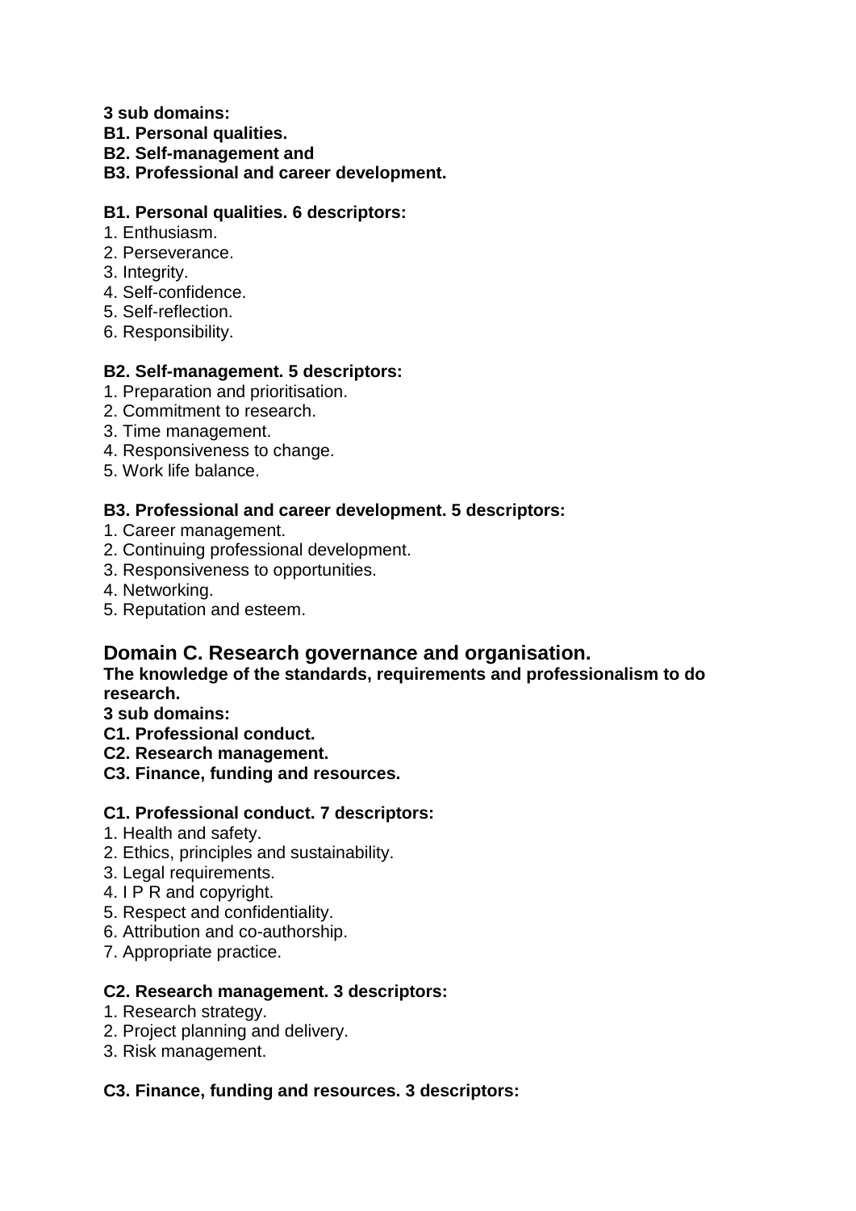**3 sub domains:**
**B1. Personal qualities.**
**B2. Self-management and**
**B3. Professional and career development.**

**B1. Personal qualities. 6 descriptors:**

1. Enthusiasm.
2. Perseverance.
3. Integrity.
4. Self-confidence.
5. Self-reflection.
6. Responsibility.

**B2. Self-management. 5 descriptors:**

1. Preparation and prioritisation.
2. Commitment to research.
3. Time management.
4. Responsiveness to change.
5. Work life balance.

**B3. Professional and career development. 5 descriptors:**

1. Career management.
2. Continuing professional development.
3. Responsiveness to opportunities.
4. Networking.
5. Reputation and esteem.

## Domain C. Research governance and organisation.

**The knowledge of the standards, requirements and professionalism to do research.**
**3 sub domains:**
**C1. Professional conduct.**
**C2. Research management.**
**C3. Finance, funding and resources.**

**C1. Professional conduct. 7 descriptors:**

1. Health and safety.
2. Ethics, principles and sustainability.
3. Legal requirements.
4. I P R and copyright.
5. Respect and confidentiality.
6. Attribution and co-authorship.
7. Appropriate practice.

**C2. Research management. 3 descriptors:**

1. Research strategy.
2. Project planning and delivery.
3. Risk management.

**C3. Finance, funding and resources. 3 descriptors:**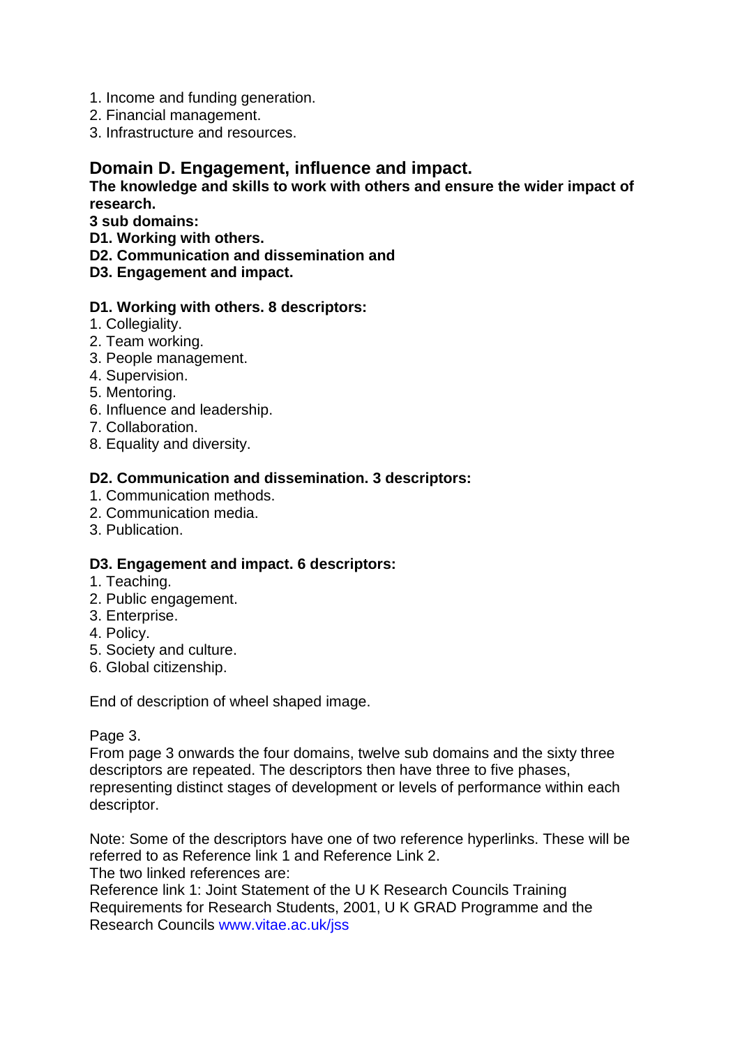1. Income and funding generation.
2. Financial management.
3. Infrastructure and resources.

## Domain D. Engagement, influence and impact.

**The knowledge and skills to work with others and ensure the wider impact of research.**

**3 sub domains:**

**D1. Working with others.**

**D2. Communication and dissemination and**

**D3. Engagement and impact.**

**D1. Working with others. 8 descriptors:**

1. Collegiality.
2. Team working.
3. People management.
4. Supervision.
5. Mentoring.
6. Influence and leadership.
7. Collaboration.
8. Equality and diversity.

**D2. Communication and dissemination. 3 descriptors:**

1. Communication methods.
2. Communication media.
3. Publication.

**D3. Engagement and impact. 6 descriptors:**

1. Teaching.
2. Public engagement.
3. Enterprise.
4. Policy.
5. Society and culture.
6. Global citizenship.

End of description of wheel shaped image.

Page 3.

From page 3 onwards the four domains, twelve sub domains and the sixty three descriptors are repeated. The descriptors then have three to five phases, representing distinct stages of development or levels of performance within each descriptor.

Note: Some of the descriptors have one of two reference hyperlinks. These will be referred to as Reference link 1 and Reference Link 2.

The two linked references are:

Reference link 1: Joint Statement of the U K Research Councils Training Requirements for Research Students, 2001, U K GRAD Programme and the Research Councils www.vitae.ac.uk/jss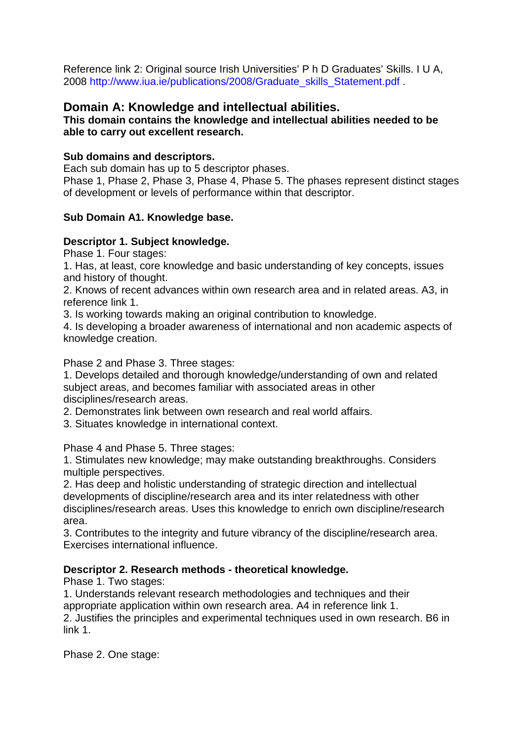Reference link 2: Original source Irish Universities' P h D Graduates' Skills. I U A, 2008 http://www.iua.ie/publications/2008/Graduate_skills_Statement.pdf .

## Domain A: Knowledge and intellectual abilities.

**This domain contains the knowledge and intellectual abilities needed to be able to carry out excellent research.**

**Sub domains and descriptors.**

Each sub domain has up to 5 descriptor phases.

Phase 1, Phase 2, Phase 3, Phase 4, Phase 5. The phases represent distinct stages of development or levels of performance within that descriptor.

### Sub Domain A1. Knowledge base.

**Descriptor 1. Subject knowledge.**

Phase 1. Four stages:

1. Has, at least, core knowledge and basic understanding of key concepts, issues and history of thought.
2. Knows of recent advances within own research area and in related areas. A3, in reference link 1.
3. Is working towards making an original contribution to knowledge.
4. Is developing a broader awareness of international and non academic aspects of knowledge creation.

Phase 2 and Phase 3. Three stages:

1. Develops detailed and thorough knowledge/understanding of own and related subject areas, and becomes familiar with associated areas in other disciplines/research areas.
2. Demonstrates link between own research and real world affairs.
3. Situates knowledge in international context.

Phase 4 and Phase 5. Three stages:

1. Stimulates new knowledge; may make outstanding breakthroughs. Considers multiple perspectives.
2. Has deep and holistic understanding of strategic direction and intellectual developments of discipline/research area and its inter relatedness with other disciplines/research areas. Uses this knowledge to enrich own discipline/research area.
3. Contributes to the integrity and future vibrancy of the discipline/research area. Exercises international influence.

**Descriptor 2. Research methods - theoretical knowledge.**

Phase 1. Two stages:

1. Understands relevant research methodologies and techniques and their appropriate application within own research area. A4 in reference link 1.
2. Justifies the principles and experimental techniques used in own research. B6 in link 1.

Phase 2. One stage: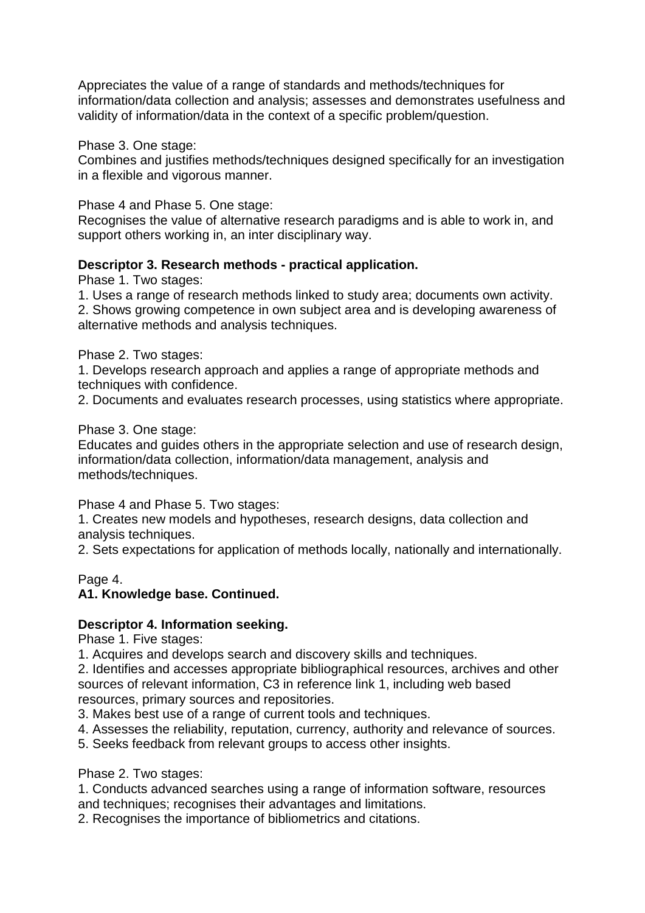Appreciates the value of a range of standards and methods/techniques for information/data collection and analysis; assesses and demonstrates usefulness and validity of information/data in the context of a specific problem/question.

Phase 3. One stage:
Combines and justifies methods/techniques designed specifically for an investigation in a flexible and vigorous manner.

Phase 4 and Phase 5. One stage:
Recognises the value of alternative research paradigms and is able to work in, and support others working in, an inter disciplinary way.

**Descriptor 3. Research methods - practical application.**

Phase 1. Two stages:
1. Uses a range of research methods linked to study area; documents own activity.
2. Shows growing competence in own subject area and is developing awareness of alternative methods and analysis techniques.

Phase 2. Two stages:
1. Develops research approach and applies a range of appropriate methods and techniques with confidence.
2. Documents and evaluates research processes, using statistics where appropriate.

Phase 3. One stage:
Educates and guides others in the appropriate selection and use of research design, information/data collection, information/data management, analysis and methods/techniques.

Phase 4 and Phase 5. Two stages:
1. Creates new models and hypotheses, research designs, data collection and analysis techniques.
2. Sets expectations for application of methods locally, nationally and internationally.

Page 4.

**A1. Knowledge base. Continued.**

**Descriptor 4. Information seeking.**

Phase 1. Five stages:
1. Acquires and develops search and discovery skills and techniques.
2. Identifies and accesses appropriate bibliographical resources, archives and other sources of relevant information, C3 in reference link 1, including web based resources, primary sources and repositories.
3. Makes best use of a range of current tools and techniques.
4. Assesses the reliability, reputation, currency, authority and relevance of sources.
5. Seeks feedback from relevant groups to access other insights.

Phase 2. Two stages:
1. Conducts advanced searches using a range of information software, resources and techniques; recognises their advantages and limitations.
2. Recognises the importance of bibliometrics and citations.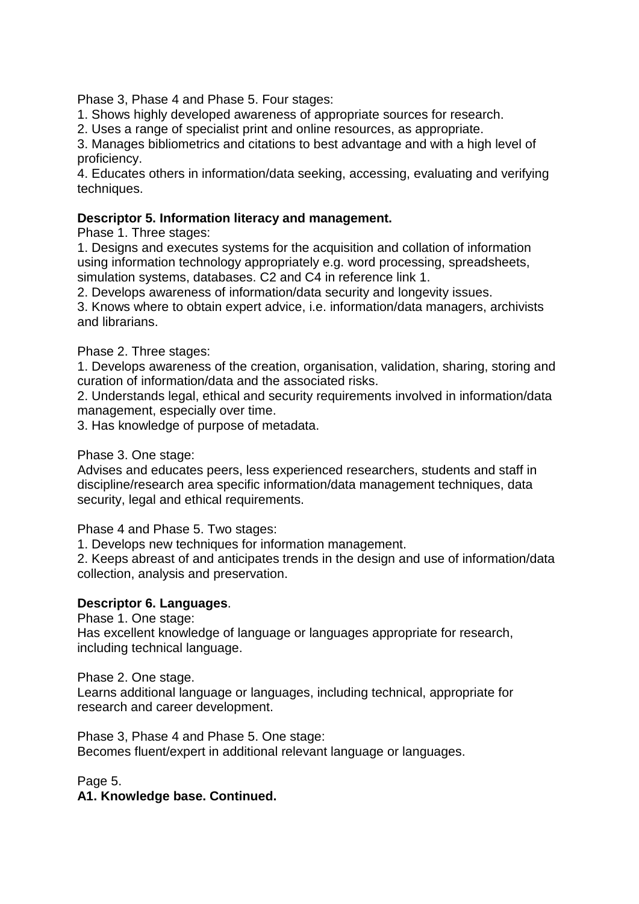Phase 3, Phase 4 and Phase 5. Four stages:
1. Shows highly developed awareness of appropriate sources for research.
2. Uses a range of specialist print and online resources, as appropriate.
3. Manages bibliometrics and citations to best advantage and with a high level of proficiency.
4. Educates others in information/data seeking, accessing, evaluating and verifying techniques.

**Descriptor 5. Information literacy and management.**
Phase 1. Three stages:
1. Designs and executes systems for the acquisition and collation of information using information technology appropriately e.g. word processing, spreadsheets, simulation systems, databases. C2 and C4 in reference link 1.
2. Develops awareness of information/data security and longevity issues.
3. Knows where to obtain expert advice, i.e. information/data managers, archivists and librarians.

Phase 2. Three stages:
1. Develops awareness of the creation, organisation, validation, sharing, storing and curation of information/data and the associated risks.
2. Understands legal, ethical and security requirements involved in information/data management, especially over time.
3. Has knowledge of purpose of metadata.

Phase 3. One stage:
Advises and educates peers, less experienced researchers, students and staff in discipline/research area specific information/data management techniques, data security, legal and ethical requirements.

Phase 4 and Phase 5. Two stages:
1. Develops new techniques for information management.
2. Keeps abreast of and anticipates trends in the design and use of information/data collection, analysis and preservation.

**Descriptor 6. Languages**.
Phase 1. One stage:
Has excellent knowledge of language or languages appropriate for research, including technical language.

Phase 2. One stage.
Learns additional language or languages, including technical, appropriate for research and career development.

Phase 3, Phase 4 and Phase 5. One stage:
Becomes fluent/expert in additional relevant language or languages.

Page 5.
**A1. Knowledge base. Continued.**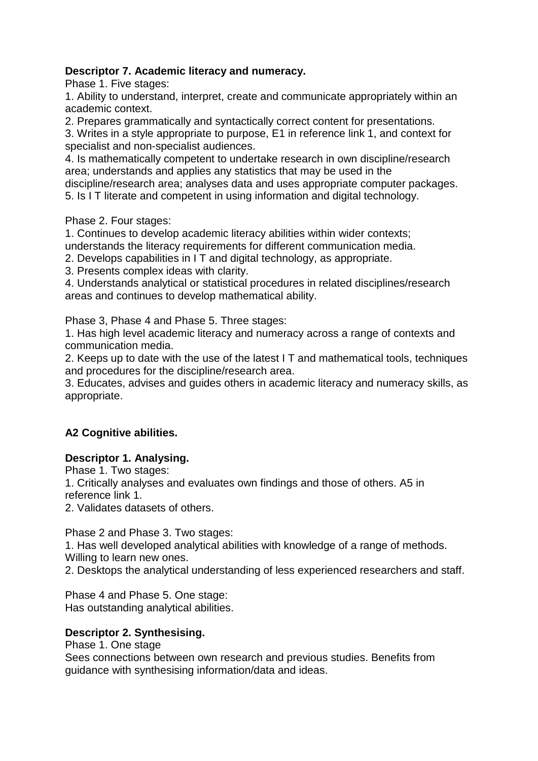**Descriptor 7. Academic literacy and numeracy.**

Phase 1. Five stages:

1. Ability to understand, interpret, create and communicate appropriately within an academic context.
2. Prepares grammatically and syntactically correct content for presentations.
3. Writes in a style appropriate to purpose, E1 in reference link 1, and context for specialist and non-specialist audiences.
4. Is mathematically competent to undertake research in own discipline/research area; understands and applies any statistics that may be used in the discipline/research area; analyses data and uses appropriate computer packages.
5. Is I T literate and competent in using information and digital technology.

Phase 2. Four stages:

1. Continues to develop academic literacy abilities within wider contexts; understands the literacy requirements for different communication media.
2. Develops capabilities in I T and digital technology, as appropriate.
3. Presents complex ideas with clarity.
4. Understands analytical or statistical procedures in related disciplines/research areas and continues to develop mathematical ability.

Phase 3, Phase 4 and Phase 5. Three stages:

1. Has high level academic literacy and numeracy across a range of contexts and communication media.
2. Keeps up to date with the use of the latest I T and mathematical tools, techniques and procedures for the discipline/research area.
3. Educates, advises and guides others in academic literacy and numeracy skills, as appropriate.

**A2 Cognitive abilities.**

**Descriptor 1. Analysing.**

Phase 1. Two stages:

1. Critically analyses and evaluates own findings and those of others. A5 in reference link 1.
2. Validates datasets of others.

Phase 2 and Phase 3. Two stages:

1. Has well developed analytical abilities with knowledge of a range of methods. Willing to learn new ones.
2. Desktops the analytical understanding of less experienced researchers and staff.

Phase 4 and Phase 5. One stage:
Has outstanding analytical abilities.

**Descriptor 2. Synthesising.**

Phase 1. One stage
Sees connections between own research and previous studies. Benefits from guidance with synthesising information/data and ideas.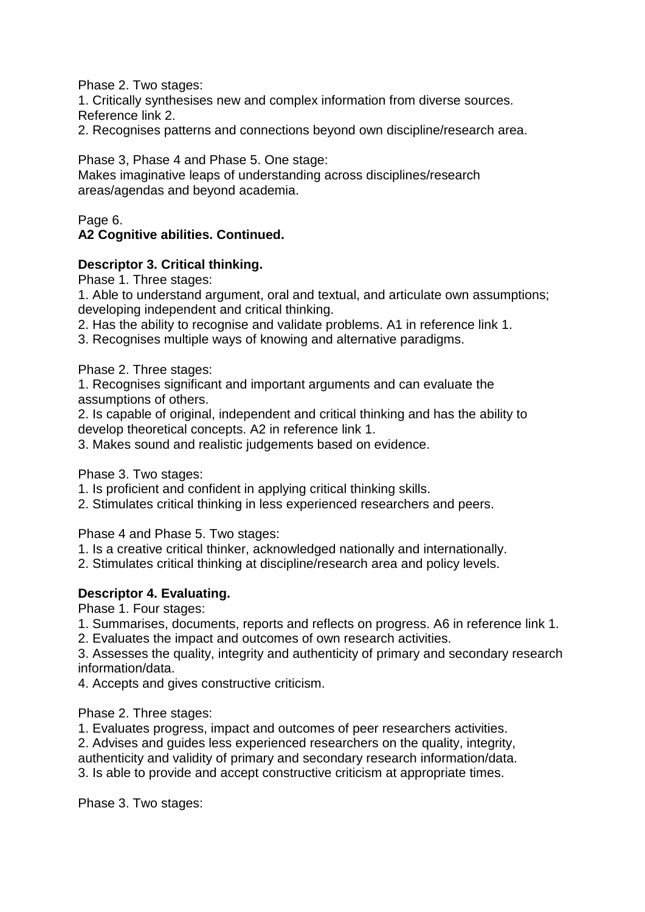Phase 2. Two stages:

1. Critically synthesises new and complex information from diverse sources. Reference link 2.
2. Recognises patterns and connections beyond own discipline/research area.

Phase 3, Phase 4 and Phase 5. One stage:

Makes imaginative leaps of understanding across disciplines/research areas/agendas and beyond academia.

Page 6.

**A2 Cognitive abilities. Continued.**

**Descriptor 3. Critical thinking.**

Phase 1. Three stages:

1. Able to understand argument, oral and textual, and articulate own assumptions; developing independent and critical thinking.
2. Has the ability to recognise and validate problems. A1 in reference link 1.
3. Recognises multiple ways of knowing and alternative paradigms.

Phase 2. Three stages:

1. Recognises significant and important arguments and can evaluate the assumptions of others.
2. Is capable of original, independent and critical thinking and has the ability to develop theoretical concepts. A2 in reference link 1.
3. Makes sound and realistic judgements based on evidence.

Phase 3. Two stages:

1. Is proficient and confident in applying critical thinking skills.
2. Stimulates critical thinking in less experienced researchers and peers.

Phase 4 and Phase 5. Two stages:

1. Is a creative critical thinker, acknowledged nationally and internationally.
2. Stimulates critical thinking at discipline/research area and policy levels.

**Descriptor 4. Evaluating.**

Phase 1. Four stages:

1. Summarises, documents, reports and reflects on progress. A6 in reference link 1.
2. Evaluates the impact and outcomes of own research activities.
3. Assesses the quality, integrity and authenticity of primary and secondary research information/data.
4. Accepts and gives constructive criticism.

Phase 2. Three stages:

1. Evaluates progress, impact and outcomes of peer researchers activities.
2. Advises and guides less experienced researchers on the quality, integrity, authenticity and validity of primary and secondary research information/data.
3. Is able to provide and accept constructive criticism at appropriate times.

Phase 3. Two stages: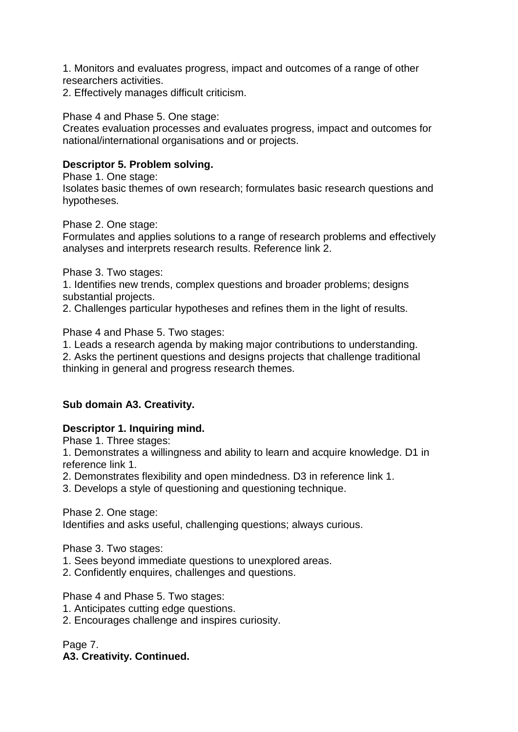1. Monitors and evaluates progress, impact and outcomes of a range of other researchers activities.
2. Effectively manages difficult criticism.

Phase 4 and Phase 5. One stage:
Creates evaluation processes and evaluates progress, impact and outcomes for national/international organisations and or projects.

**Descriptor 5. Problem solving.**
Phase 1. One stage:
Isolates basic themes of own research; formulates basic research questions and hypotheses.

Phase 2. One stage:
Formulates and applies solutions to a range of research problems and effectively analyses and interprets research results. Reference link 2.

Phase 3. Two stages:
1. Identifies new trends, complex questions and broader problems; designs substantial projects.
2. Challenges particular hypotheses and refines them in the light of results.

Phase 4 and Phase 5. Two stages:
1. Leads a research agenda by making major contributions to understanding.
2. Asks the pertinent questions and designs projects that challenge traditional thinking in general and progress research themes.

**Sub domain A3. Creativity.**

**Descriptor 1. Inquiring mind.**
Phase 1. Three stages:
1. Demonstrates a willingness and ability to learn and acquire knowledge. D1 in reference link 1.
2. Demonstrates flexibility and open mindedness. D3 in reference link 1.
3. Develops a style of questioning and questioning technique.

Phase 2. One stage:
Identifies and asks useful, challenging questions; always curious.

Phase 3. Two stages:
1. Sees beyond immediate questions to unexplored areas.
2. Confidently enquires, challenges and questions.

Phase 4 and Phase 5. Two stages:
1. Anticipates cutting edge questions.
2. Encourages challenge and inspires curiosity.

Page 7.
**A3. Creativity. Continued.**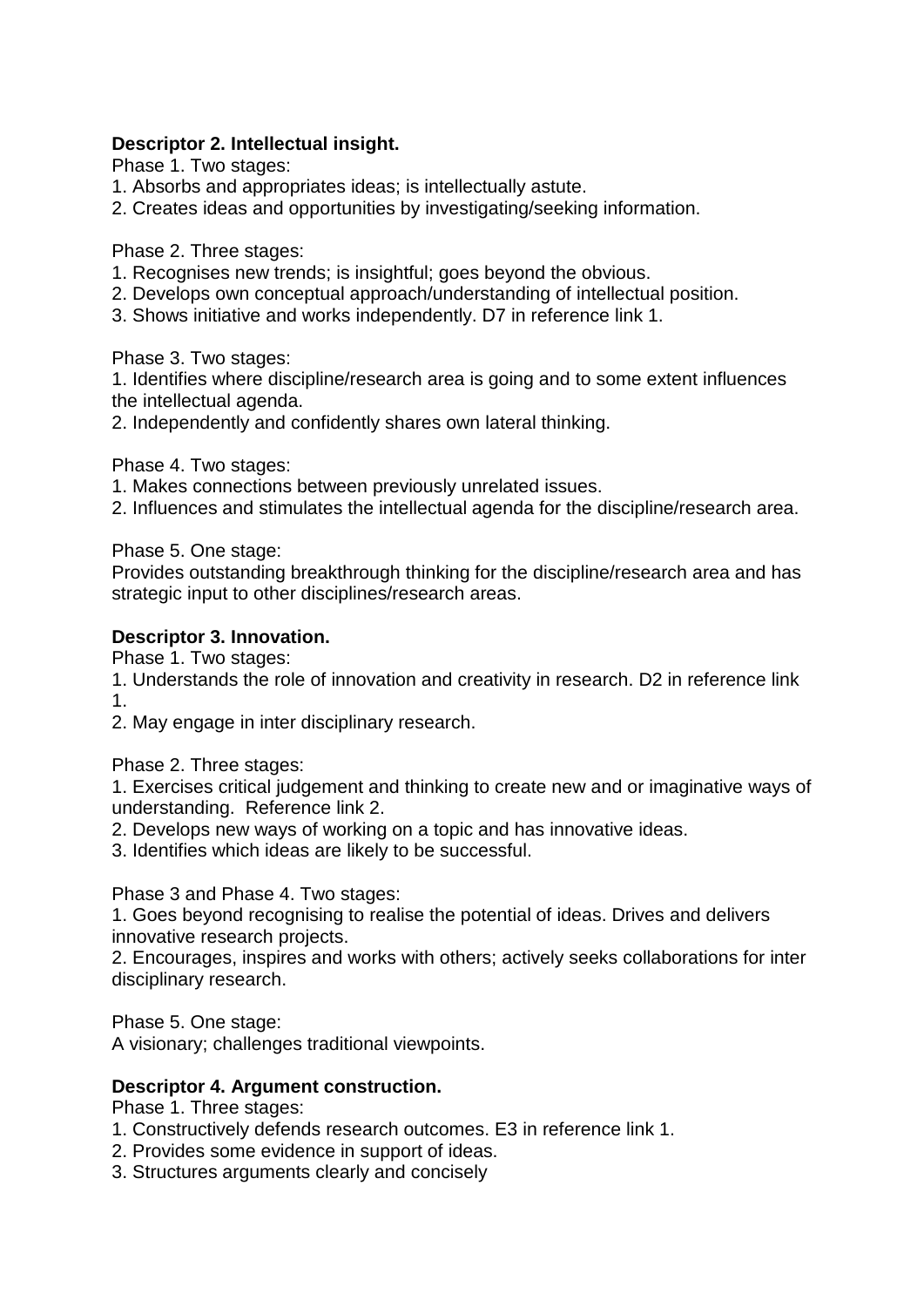**Descriptor 2. Intellectual insight.**

Phase 1. Two stages:

1. Absorbs and appropriates ideas; is intellectually astute.
2. Creates ideas and opportunities by investigating/seeking information.

Phase 2. Three stages:

1. Recognises new trends; is insightful; goes beyond the obvious.
2. Develops own conceptual approach/understanding of intellectual position.
3. Shows initiative and works independently. D7 in reference link 1.

Phase 3. Two stages:

1. Identifies where discipline/research area is going and to some extent influences the intellectual agenda.
2. Independently and confidently shares own lateral thinking.

Phase 4. Two stages:

1. Makes connections between previously unrelated issues.
2. Influences and stimulates the intellectual agenda for the discipline/research area.

Phase 5. One stage:

Provides outstanding breakthrough thinking for the discipline/research area and has strategic input to other disciplines/research areas.

**Descriptor 3. Innovation.**

Phase 1. Two stages:

1. Understands the role of innovation and creativity in research. D2 in reference link 1.
2. May engage in inter disciplinary research.

Phase 2. Three stages:

1. Exercises critical judgement and thinking to create new and or imaginative ways of understanding. Reference link 2.
2. Develops new ways of working on a topic and has innovative ideas.
3. Identifies which ideas are likely to be successful.

Phase 3 and Phase 4. Two stages:

1. Goes beyond recognising to realise the potential of ideas. Drives and delivers innovative research projects.
2. Encourages, inspires and works with others; actively seeks collaborations for inter disciplinary research.

Phase 5. One stage:

A visionary; challenges traditional viewpoints.

**Descriptor 4. Argument construction.**

Phase 1. Three stages:

1. Constructively defends research outcomes. E3 in reference link 1.
2. Provides some evidence in support of ideas.
3. Structures arguments clearly and concisely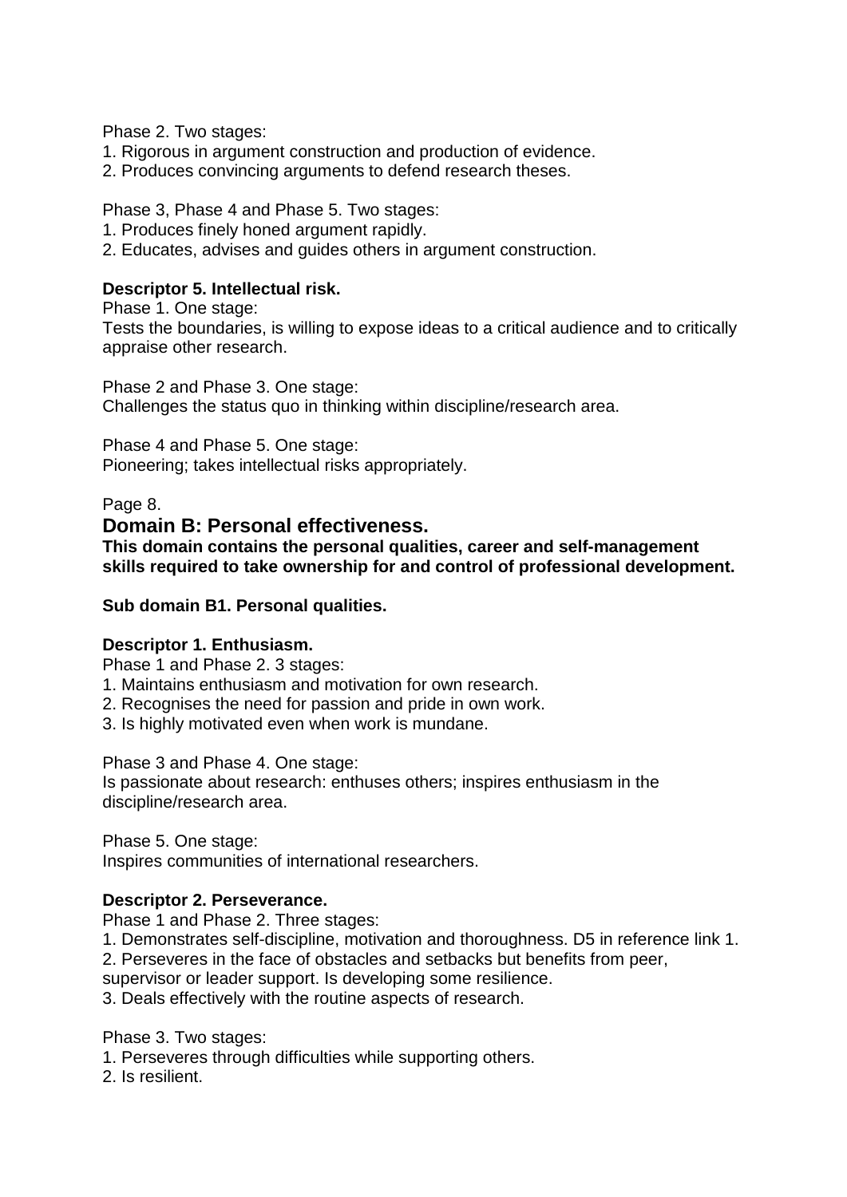Phase 2. Two stages:
1. Rigorous in argument construction and production of evidence.
2. Produces convincing arguments to defend research theses.

Phase 3, Phase 4 and Phase 5. Two stages:
1. Produces finely honed argument rapidly.
2. Educates, advises and guides others in argument construction.

**Descriptor 5. Intellectual risk.**

Phase 1. One stage:
Tests the boundaries, is willing to expose ideas to a critical audience and to critically appraise other research.

Phase 2 and Phase 3. One stage:
Challenges the status quo in thinking within discipline/research area.

Phase 4 and Phase 5. One stage:
Pioneering; takes intellectual risks appropriately.

Page 8.

## Domain B: Personal effectiveness.

**This domain contains the personal qualities, career and self-management skills required to take ownership for and control of professional development.**

**Sub domain B1. Personal qualities.**

**Descriptor 1. Enthusiasm.**

Phase 1 and Phase 2. 3 stages:
1. Maintains enthusiasm and motivation for own research.
2. Recognises the need for passion and pride in own work.
3. Is highly motivated even when work is mundane.

Phase 3 and Phase 4. One stage:
Is passionate about research: enthuses others; inspires enthusiasm in the discipline/research area.

Phase 5. One stage:
Inspires communities of international researchers.

**Descriptor 2. Perseverance.**

Phase 1 and Phase 2. Three stages:
1. Demonstrates self-discipline, motivation and thoroughness. D5 in reference link 1.
2. Perseveres in the face of obstacles and setbacks but benefits from peer, supervisor or leader support. Is developing some resilience.
3. Deals effectively with the routine aspects of research.

Phase 3. Two stages:
1. Perseveres through difficulties while supporting others.
2. Is resilient.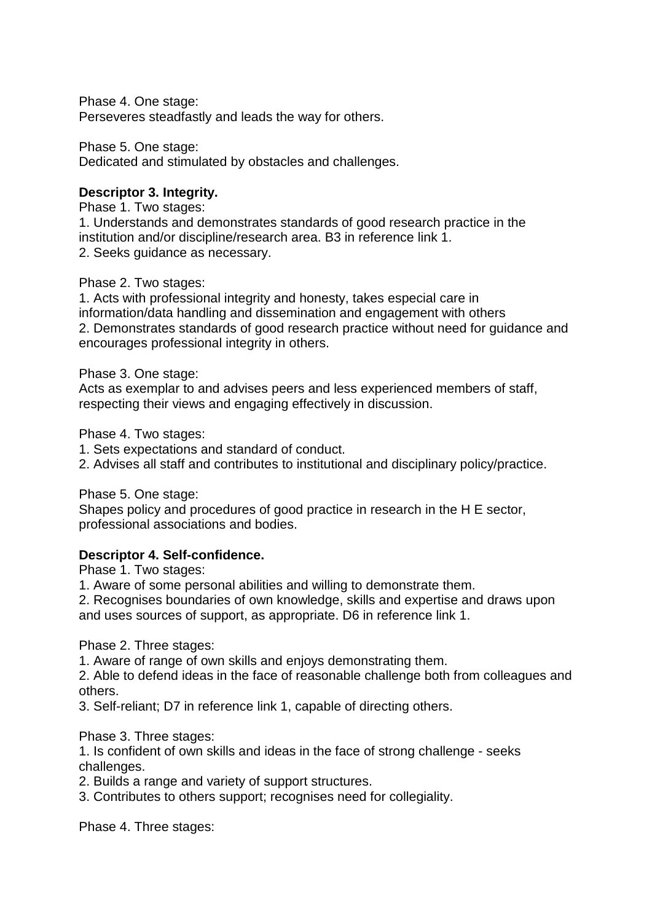Phase 4. One stage:
Perseveres steadfastly and leads the way for others.

Phase 5. One stage:
Dedicated and stimulated by obstacles and challenges.

**Descriptor 3. Integrity.**
Phase 1. Two stages:
1. Understands and demonstrates standards of good research practice in the institution and/or discipline/research area. B3 in reference link 1.
2. Seeks guidance as necessary.

Phase 2. Two stages:
1. Acts with professional integrity and honesty, takes especial care in information/data handling and dissemination and engagement with others
2. Demonstrates standards of good research practice without need for guidance and encourages professional integrity in others.

Phase 3. One stage:
Acts as exemplar to and advises peers and less experienced members of staff, respecting their views and engaging effectively in discussion.

Phase 4. Two stages:
1. Sets expectations and standard of conduct.
2. Advises all staff and contributes to institutional and disciplinary policy/practice.

Phase 5. One stage:
Shapes policy and procedures of good practice in research in the H E sector, professional associations and bodies.

**Descriptor 4. Self-confidence.**
Phase 1. Two stages:
1. Aware of some personal abilities and willing to demonstrate them.
2. Recognises boundaries of own knowledge, skills and expertise and draws upon and uses sources of support, as appropriate. D6 in reference link 1.

Phase 2. Three stages:
1. Aware of range of own skills and enjoys demonstrating them.
2. Able to defend ideas in the face of reasonable challenge both from colleagues and others.
3. Self-reliant; D7 in reference link 1, capable of directing others.

Phase 3. Three stages:
1. Is confident of own skills and ideas in the face of strong challenge - seeks challenges.
2. Builds a range and variety of support structures.
3. Contributes to others support; recognises need for collegiality.

Phase 4. Three stages: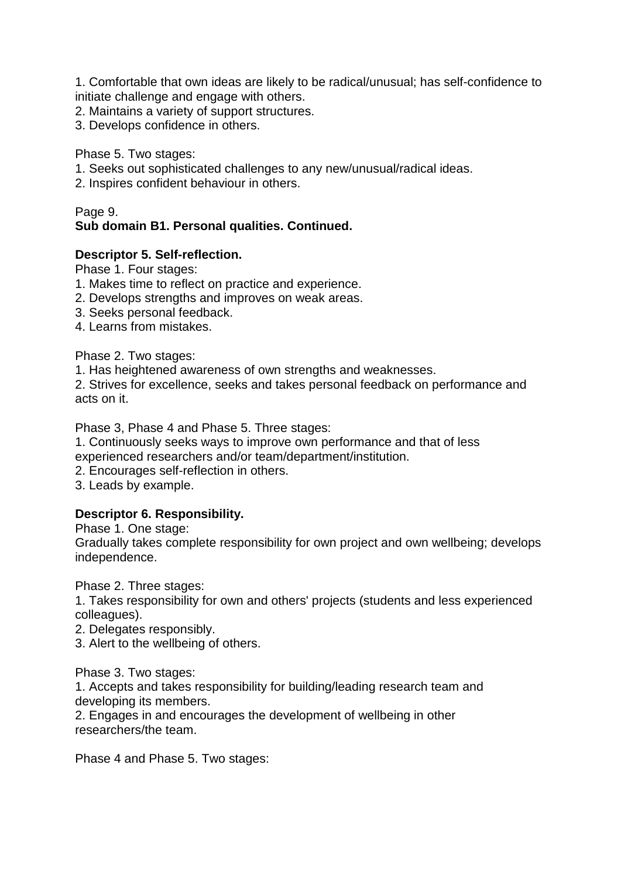1. Comfortable that own ideas are likely to be radical/unusual; has self-confidence to initiate challenge and engage with others.
2. Maintains a variety of support structures.
3. Develops confidence in others.

Phase 5. Two stages:
1. Seeks out sophisticated challenges to any new/unusual/radical ideas.
2. Inspires confident behaviour in others.

Page 9.
**Sub domain B1. Personal qualities. Continued.**

**Descriptor 5. Self-reflection.**
Phase 1. Four stages:
1. Makes time to reflect on practice and experience.
2. Develops strengths and improves on weak areas.
3. Seeks personal feedback.
4. Learns from mistakes.

Phase 2. Two stages:
1. Has heightened awareness of own strengths and weaknesses.
2. Strives for excellence, seeks and takes personal feedback on performance and acts on it.

Phase 3, Phase 4 and Phase 5. Three stages:
1. Continuously seeks ways to improve own performance and that of less experienced researchers and/or team/department/institution.
2. Encourages self-reflection in others.
3. Leads by example.

**Descriptor 6. Responsibility.**
Phase 1. One stage:
Gradually takes complete responsibility for own project and own wellbeing; develops independence.

Phase 2. Three stages:
1. Takes responsibility for own and others' projects (students and less experienced colleagues).
2. Delegates responsibly.
3. Alert to the wellbeing of others.

Phase 3. Two stages:
1. Accepts and takes responsibility for building/leading research team and developing its members.
2. Engages in and encourages the development of wellbeing in other researchers/the team.

Phase 4 and Phase 5. Two stages: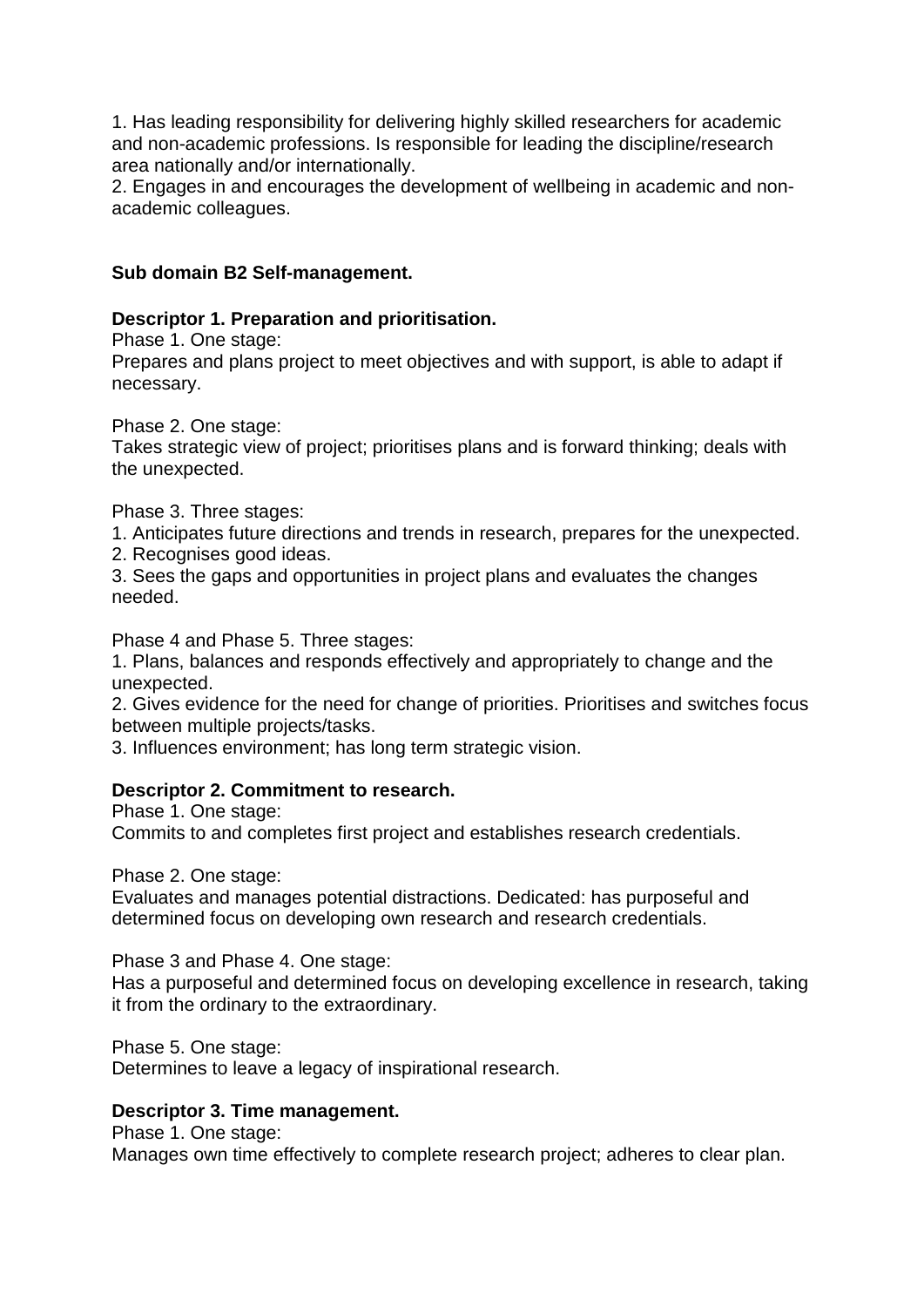1. Has leading responsibility for delivering highly skilled researchers for academic and non-academic professions. Is responsible for leading the discipline/research area nationally and/or internationally.
2. Engages in and encourages the development of wellbeing in academic and non-academic colleagues.

### Sub domain B2 Self-management.

**Descriptor 1. Preparation and prioritisation.**

Phase 1. One stage:
Prepares and plans project to meet objectives and with support, is able to adapt if necessary.

Phase 2. One stage:
Takes strategic view of project; prioritises plans and is forward thinking; deals with the unexpected.

Phase 3. Three stages:
1. Anticipates future directions and trends in research, prepares for the unexpected.
2. Recognises good ideas.
3. Sees the gaps and opportunities in project plans and evaluates the changes needed.

Phase 4 and Phase 5. Three stages:
1. Plans, balances and responds effectively and appropriately to change and the unexpected.
2. Gives evidence for the need for change of priorities. Prioritises and switches focus between multiple projects/tasks.
3. Influences environment; has long term strategic vision.

**Descriptor 2. Commitment to research.**

Phase 1. One stage:
Commits to and completes first project and establishes research credentials.

Phase 2. One stage:
Evaluates and manages potential distractions. Dedicated: has purposeful and determined focus on developing own research and research credentials.

Phase 3 and Phase 4. One stage:
Has a purposeful and determined focus on developing excellence in research, taking it from the ordinary to the extraordinary.

Phase 5. One stage:
Determines to leave a legacy of inspirational research.

**Descriptor 3. Time management.**

Phase 1. One stage:
Manages own time effectively to complete research project; adheres to clear plan.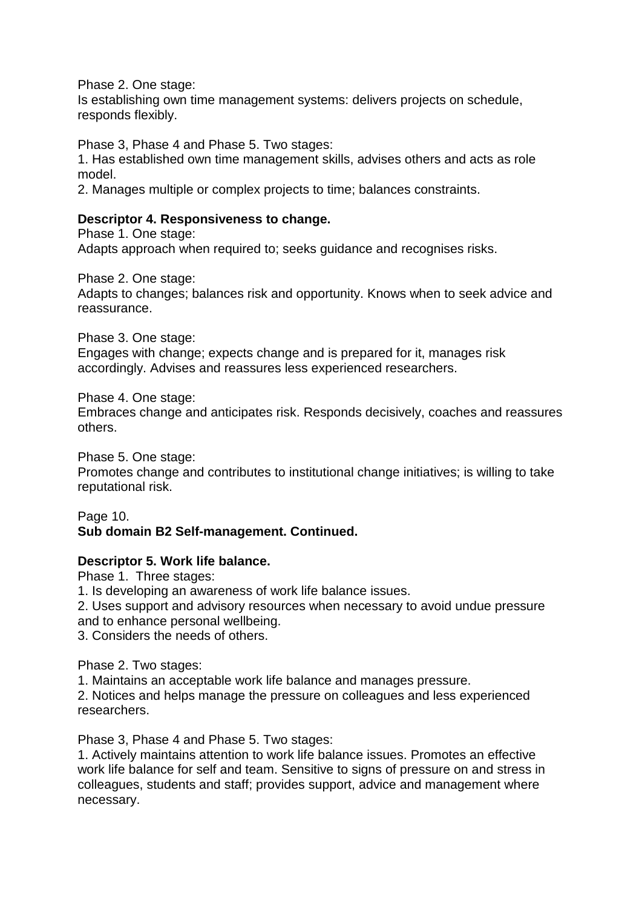Phase 2. One stage:
Is establishing own time management systems: delivers projects on schedule, responds flexibly.

Phase 3, Phase 4 and Phase 5. Two stages:
1. Has established own time management skills, advises others and acts as role model.
2. Manages multiple or complex projects to time; balances constraints.

**Descriptor 4. Responsiveness to change.**
Phase 1. One stage:
Adapts approach when required to; seeks guidance and recognises risks.

Phase 2. One stage:
Adapts to changes; balances risk and opportunity. Knows when to seek advice and reassurance.

Phase 3. One stage:
Engages with change; expects change and is prepared for it, manages risk accordingly. Advises and reassures less experienced researchers.

Phase 4. One stage:
Embraces change and anticipates risk. Responds decisively, coaches and reassures others.

Phase 5. One stage:
Promotes change and contributes to institutional change initiatives; is willing to take reputational risk.

Page 10.
**Sub domain B2 Self-management. Continued.**

**Descriptor 5. Work life balance.**
Phase 1. Three stages:
1. Is developing an awareness of work life balance issues.
2. Uses support and advisory resources when necessary to avoid undue pressure and to enhance personal wellbeing.
3. Considers the needs of others.

Phase 2. Two stages:
1. Maintains an acceptable work life balance and manages pressure.
2. Notices and helps manage the pressure on colleagues and less experienced researchers.

Phase 3, Phase 4 and Phase 5. Two stages:
1. Actively maintains attention to work life balance issues. Promotes an effective work life balance for self and team. Sensitive to signs of pressure on and stress in colleagues, students and staff; provides support, advice and management where necessary.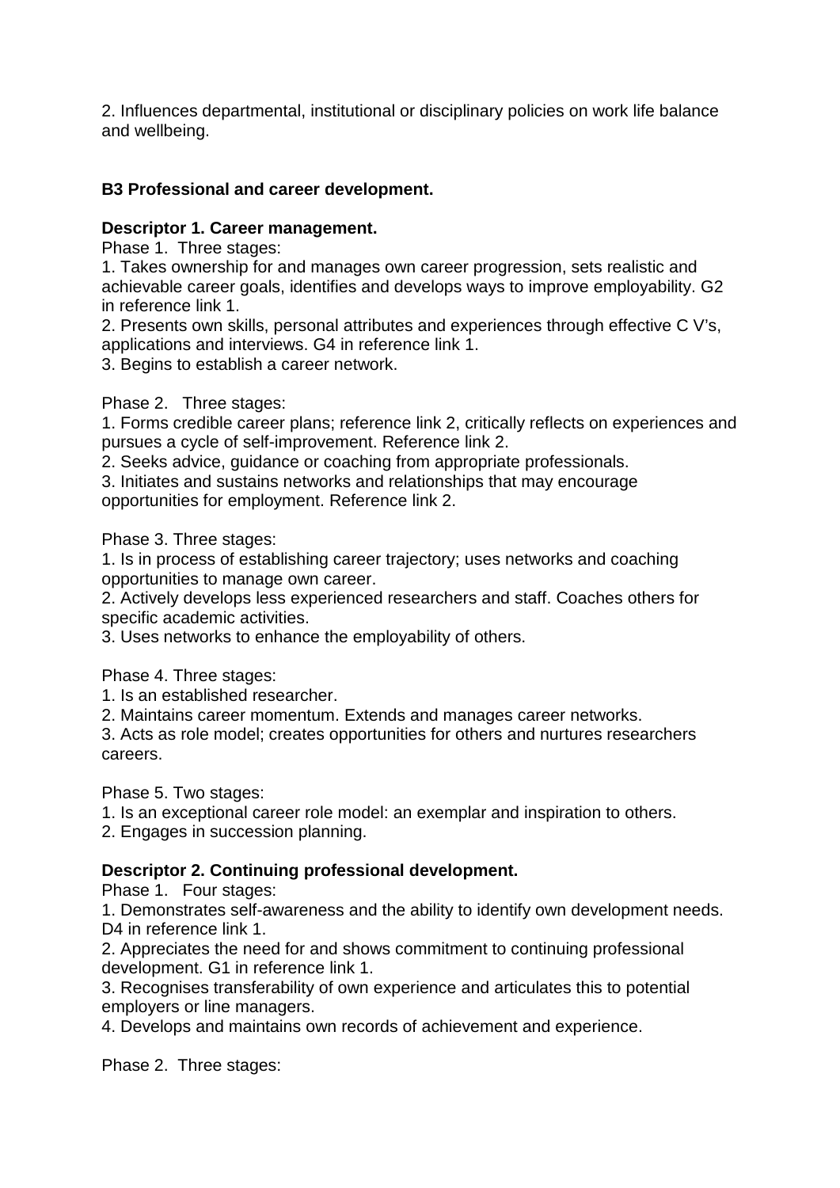2. Influences departmental, institutional or disciplinary policies on work life balance and wellbeing.

**B3 Professional and career development.**

**Descriptor 1. Career management.**

Phase 1. Three stages:

1. Takes ownership for and manages own career progression, sets realistic and achievable career goals, identifies and develops ways to improve employability. G2 in reference link 1.
2. Presents own skills, personal attributes and experiences through effective C V's, applications and interviews. G4 in reference link 1.
3. Begins to establish a career network.

Phase 2. Three stages:

1. Forms credible career plans; reference link 2, critically reflects on experiences and pursues a cycle of self-improvement. Reference link 2.
2. Seeks advice, guidance or coaching from appropriate professionals.
3. Initiates and sustains networks and relationships that may encourage opportunities for employment. Reference link 2.

Phase 3. Three stages:

1. Is in process of establishing career trajectory; uses networks and coaching opportunities to manage own career.
2. Actively develops less experienced researchers and staff. Coaches others for specific academic activities.
3. Uses networks to enhance the employability of others.

Phase 4. Three stages:

1. Is an established researcher.
2. Maintains career momentum. Extends and manages career networks.
3. Acts as role model; creates opportunities for others and nurtures researchers careers.

Phase 5. Two stages:

1. Is an exceptional career role model: an exemplar and inspiration to others.
2. Engages in succession planning.

**Descriptor 2. Continuing professional development.**

Phase 1. Four stages:

1. Demonstrates self-awareness and the ability to identify own development needs. D4 in reference link 1.
2. Appreciates the need for and shows commitment to continuing professional development. G1 in reference link 1.
3. Recognises transferability of own experience and articulates this to potential employers or line managers.
4. Develops and maintains own records of achievement and experience.

Phase 2. Three stages: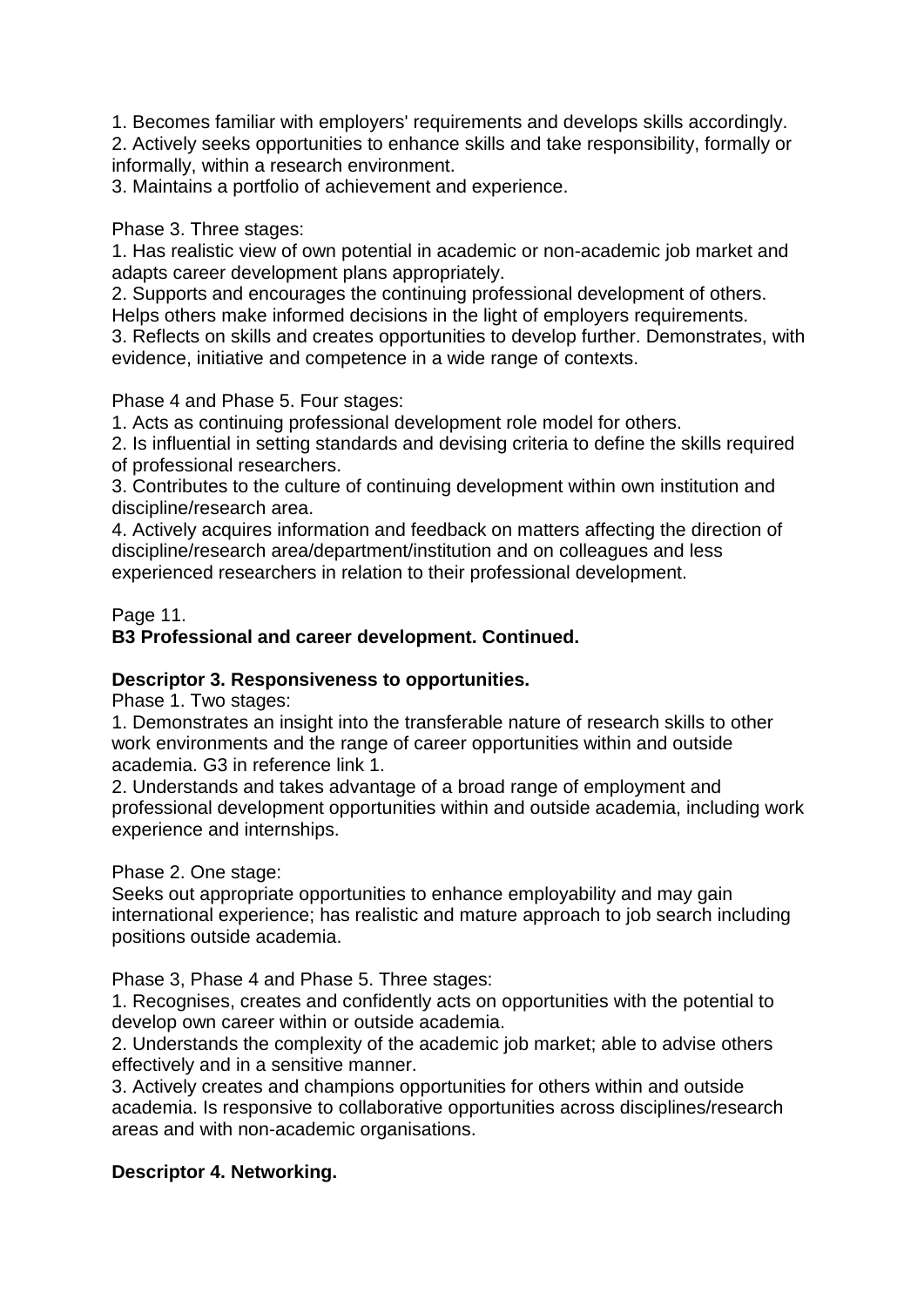1. Becomes familiar with employers' requirements and develops skills accordingly.
2. Actively seeks opportunities to enhance skills and take responsibility, formally or informally, within a research environment.
3. Maintains a portfolio of achievement and experience.

Phase 3. Three stages:
1. Has realistic view of own potential in academic or non-academic job market and adapts career development plans appropriately.
2. Supports and encourages the continuing professional development of others. Helps others make informed decisions in the light of employers requirements.
3. Reflects on skills and creates opportunities to develop further. Demonstrates, with evidence, initiative and competence in a wide range of contexts.

Phase 4 and Phase 5. Four stages:
1. Acts as continuing professional development role model for others.
2. Is influential in setting standards and devising criteria to define the skills required of professional researchers.
3. Contributes to the culture of continuing development within own institution and discipline/research area.
4. Actively acquires information and feedback on matters affecting the direction of discipline/research area/department/institution and on colleagues and less experienced researchers in relation to their professional development.

Page 11.

**B3 Professional and career development. Continued.**

**Descriptor 3. Responsiveness to opportunities.**

Phase 1. Two stages:
1. Demonstrates an insight into the transferable nature of research skills to other work environments and the range of career opportunities within and outside academia. G3 in reference link 1.
2. Understands and takes advantage of a broad range of employment and professional development opportunities within and outside academia, including work experience and internships.

Phase 2. One stage:
Seeks out appropriate opportunities to enhance employability and may gain international experience; has realistic and mature approach to job search including positions outside academia.

Phase 3, Phase 4 and Phase 5. Three stages:
1. Recognises, creates and confidently acts on opportunities with the potential to develop own career within or outside academia.
2. Understands the complexity of the academic job market; able to advise others effectively and in a sensitive manner.
3. Actively creates and champions opportunities for others within and outside academia. Is responsive to collaborative opportunities across disciplines/research areas and with non-academic organisations.

**Descriptor 4. Networking.**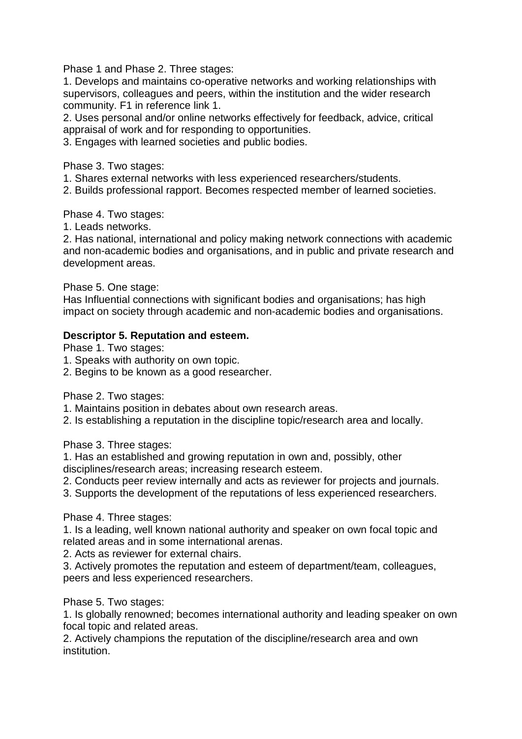Phase 1 and Phase 2. Three stages:

1. Develops and maintains co-operative networks and working relationships with supervisors, colleagues and peers, within the institution and the wider research community. F1 in reference link 1.
2. Uses personal and/or online networks effectively for feedback, advice, critical appraisal of work and for responding to opportunities.
3. Engages with learned societies and public bodies.

Phase 3. Two stages:

1. Shares external networks with less experienced researchers/students.
2. Builds professional rapport. Becomes respected member of learned societies.

Phase 4. Two stages:

1. Leads networks.
2. Has national, international and policy making network connections with academic and non-academic bodies and organisations, and in public and private research and development areas.

Phase 5. One stage:

Has Influential connections with significant bodies and organisations; has high impact on society through academic and non-academic bodies and organisations.

**Descriptor 5. Reputation and esteem.**

Phase 1. Two stages:

1. Speaks with authority on own topic.
2. Begins to be known as a good researcher.

Phase 2. Two stages:

1. Maintains position in debates about own research areas.
2. Is establishing a reputation in the discipline topic/research area and locally.

Phase 3. Three stages:

1. Has an established and growing reputation in own and, possibly, other disciplines/research areas; increasing research esteem.
2. Conducts peer review internally and acts as reviewer for projects and journals.
3. Supports the development of the reputations of less experienced researchers.

Phase 4. Three stages:

1. Is a leading, well known national authority and speaker on own focal topic and related areas and in some international arenas.
2. Acts as reviewer for external chairs.
3. Actively promotes the reputation and esteem of department/team, colleagues, peers and less experienced researchers.

Phase 5. Two stages:

1. Is globally renowned; becomes international authority and leading speaker on own focal topic and related areas.
2. Actively champions the reputation of the discipline/research area and own institution.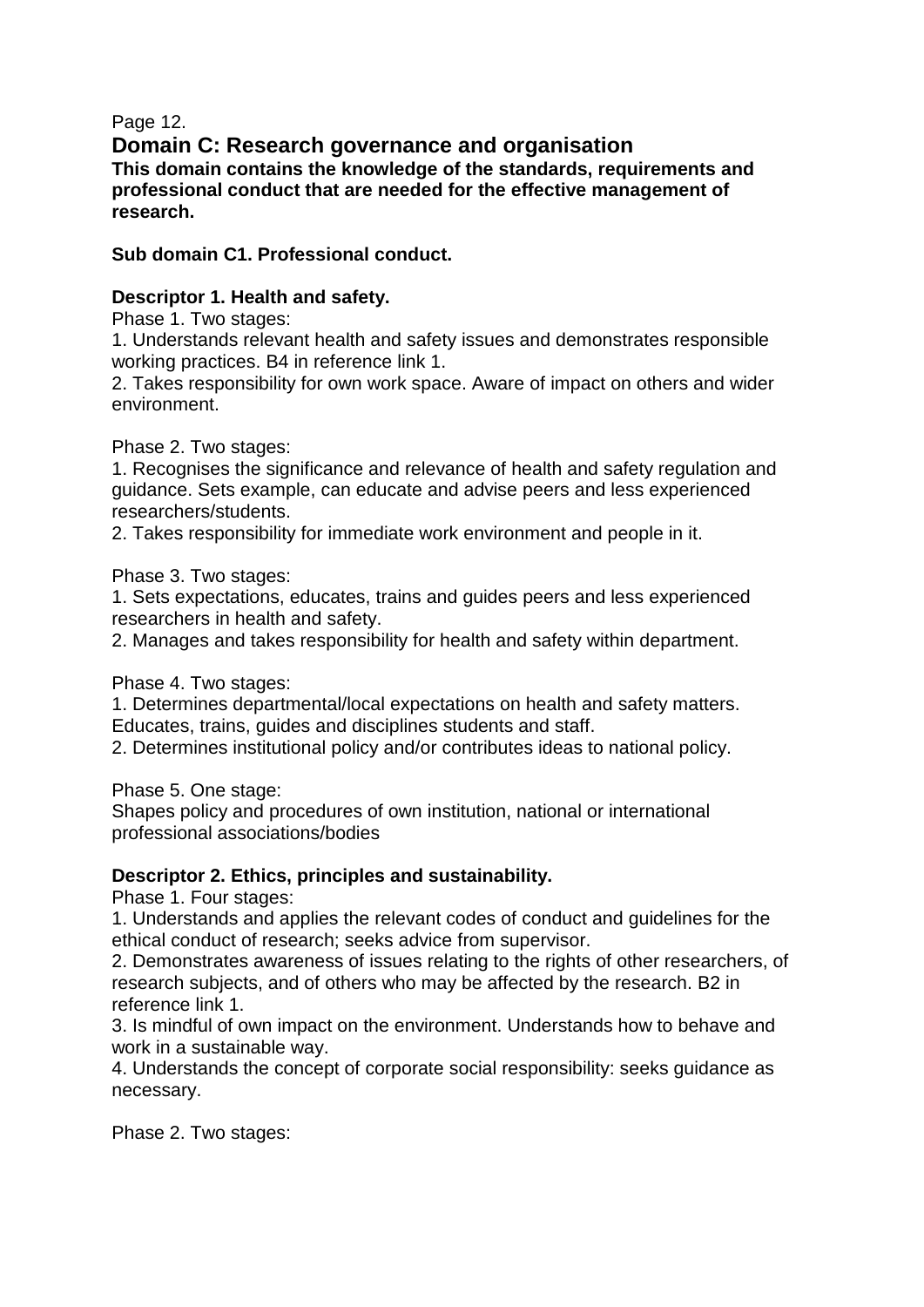Page 12.

## Domain C: Research governance and organisation

**This domain contains the knowledge of the standards, requirements and professional conduct that are needed for the effective management of research.**

### Sub domain C1. Professional conduct.

#### Descriptor 1. Health and safety.

Phase 1. Two stages:

1. Understands relevant health and safety issues and demonstrates responsible working practices. B4 in reference link 1.
2. Takes responsibility for own work space. Aware of impact on others and wider environment.

Phase 2. Two stages:

1. Recognises the significance and relevance of health and safety regulation and guidance. Sets example, can educate and advise peers and less experienced researchers/students.
2. Takes responsibility for immediate work environment and people in it.

Phase 3. Two stages:

1. Sets expectations, educates, trains and guides peers and less experienced researchers in health and safety.
2. Manages and takes responsibility for health and safety within department.

Phase 4. Two stages:

1. Determines departmental/local expectations on health and safety matters. Educates, trains, guides and disciplines students and staff.
2. Determines institutional policy and/or contributes ideas to national policy.

Phase 5. One stage:

Shapes policy and procedures of own institution, national or international professional associations/bodies

#### Descriptor 2. Ethics, principles and sustainability.

Phase 1. Four stages:

1. Understands and applies the relevant codes of conduct and guidelines for the ethical conduct of research; seeks advice from supervisor.
2. Demonstrates awareness of issues relating to the rights of other researchers, of research subjects, and of others who may be affected by the research. B2 in reference link 1.
3. Is mindful of own impact on the environment. Understands how to behave and work in a sustainable way.
4. Understands the concept of corporate social responsibility: seeks guidance as necessary.

Phase 2. Two stages: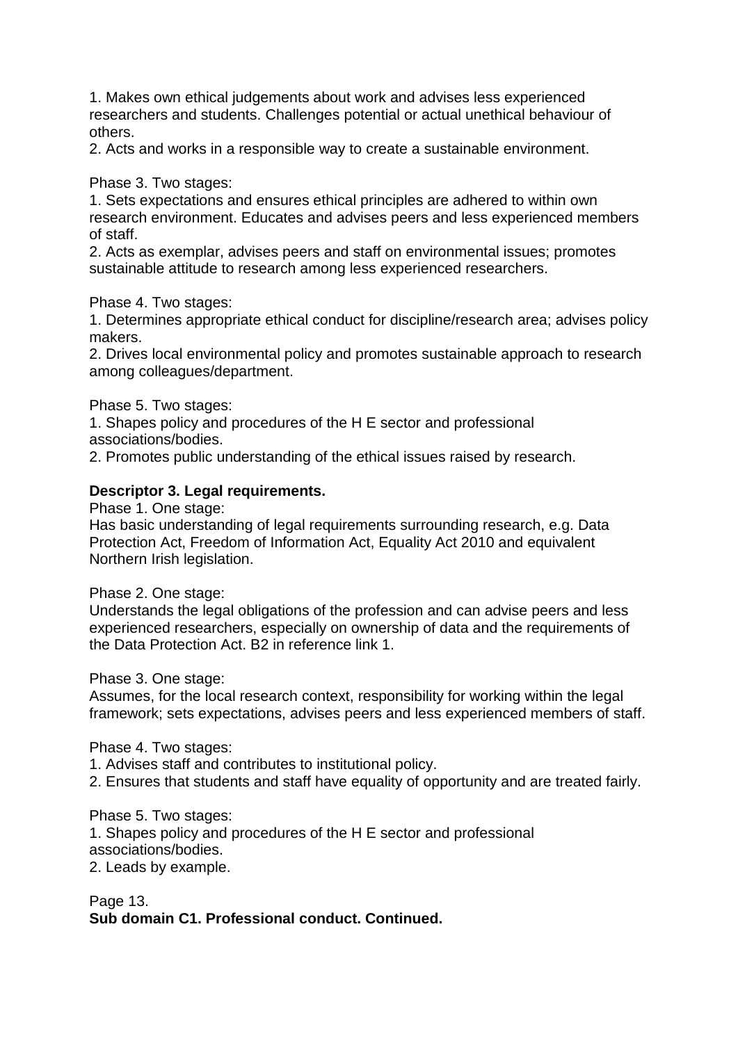1. Makes own ethical judgements about work and advises less experienced researchers and students. Challenges potential or actual unethical behaviour of others.
2. Acts and works in a responsible way to create a sustainable environment.

Phase 3. Two stages:
1. Sets expectations and ensures ethical principles are adhered to within own research environment. Educates and advises peers and less experienced members of staff.
2. Acts as exemplar, advises peers and staff on environmental issues; promotes sustainable attitude to research among less experienced researchers.

Phase 4. Two stages:
1. Determines appropriate ethical conduct for discipline/research area; advises policy makers.
2. Drives local environmental policy and promotes sustainable approach to research among colleagues/department.

Phase 5. Two stages:
1. Shapes policy and procedures of the H E sector and professional associations/bodies.
2. Promotes public understanding of the ethical issues raised by research.

**Descriptor 3. Legal requirements.**

Phase 1. One stage:
Has basic understanding of legal requirements surrounding research, e.g. Data Protection Act, Freedom of Information Act, Equality Act 2010 and equivalent Northern Irish legislation.

Phase 2. One stage:
Understands the legal obligations of the profession and can advise peers and less experienced researchers, especially on ownership of data and the requirements of the Data Protection Act. B2 in reference link 1.

Phase 3. One stage:
Assumes, for the local research context, responsibility for working within the legal framework; sets expectations, advises peers and less experienced members of staff.

Phase 4. Two stages:
1. Advises staff and contributes to institutional policy.
2. Ensures that students and staff have equality of opportunity and are treated fairly.

Phase 5. Two stages:
1. Shapes policy and procedures of the H E sector and professional associations/bodies.
2. Leads by example.

Page 13.

**Sub domain C1. Professional conduct. Continued.**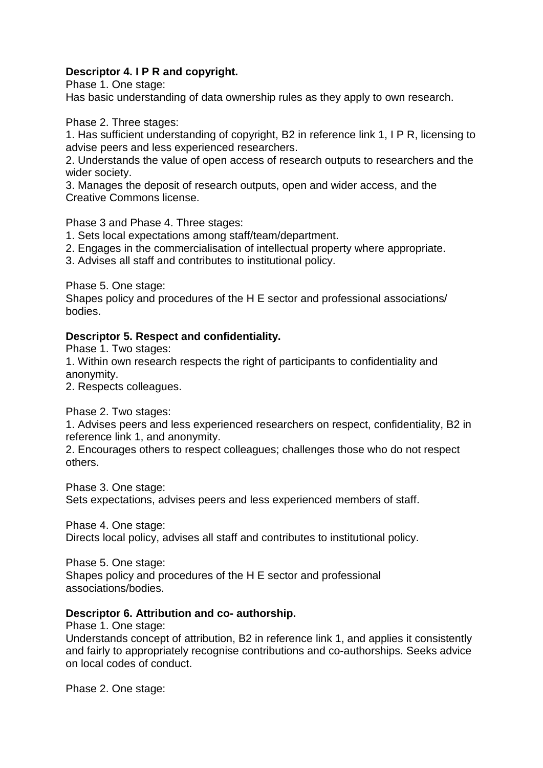**Descriptor 4. I P R and copyright.**

Phase 1. One stage:

Has basic understanding of data ownership rules as they apply to own research.

Phase 2. Three stages:

1. Has sufficient understanding of copyright, B2 in reference link 1, I P R, licensing to advise peers and less experienced researchers.
2. Understands the value of open access of research outputs to researchers and the wider society.
3. Manages the deposit of research outputs, open and wider access, and the Creative Commons license.

Phase 3 and Phase 4. Three stages:

1. Sets local expectations among staff/team/department.
2. Engages in the commercialisation of intellectual property where appropriate.
3. Advises all staff and contributes to institutional policy.

Phase 5. One stage:

Shapes policy and procedures of the H E sector and professional associations/ bodies.

**Descriptor 5. Respect and confidentiality.**

Phase 1. Two stages:

1. Within own research respects the right of participants to confidentiality and anonymity.
2. Respects colleagues.

Phase 2. Two stages:

1. Advises peers and less experienced researchers on respect, confidentiality, B2 in reference link 1, and anonymity.
2. Encourages others to respect colleagues; challenges those who do not respect others.

Phase 3. One stage:

Sets expectations, advises peers and less experienced members of staff.

Phase 4. One stage:

Directs local policy, advises all staff and contributes to institutional policy.

Phase 5. One stage:

Shapes policy and procedures of the H E sector and professional associations/bodies.

**Descriptor 6. Attribution and co- authorship.**

Phase 1. One stage:

Understands concept of attribution, B2 in reference link 1, and applies it consistently and fairly to appropriately recognise contributions and co-authorships. Seeks advice on local codes of conduct.

Phase 2. One stage: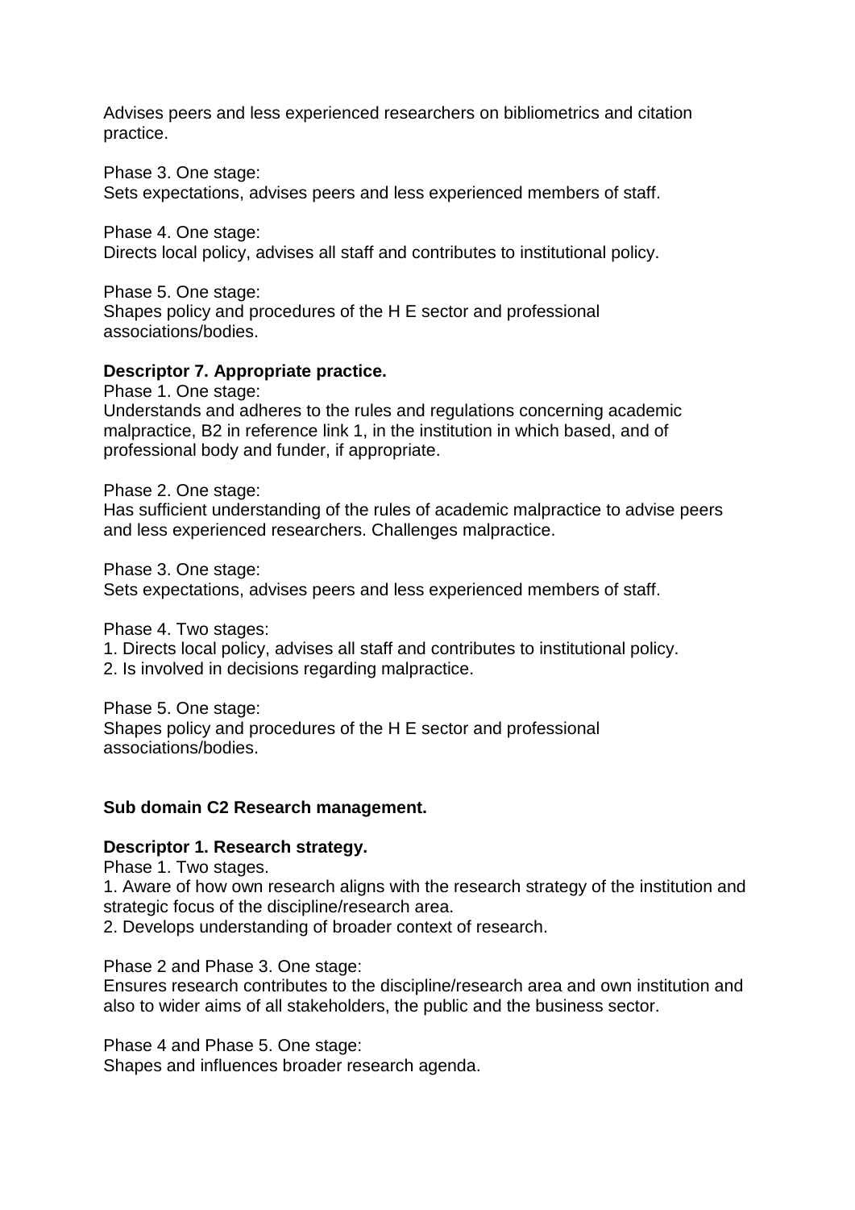Advises peers and less experienced researchers on bibliometrics and citation practice.

Phase 3. One stage:
Sets expectations, advises peers and less experienced members of staff.

Phase 4. One stage:
Directs local policy, advises all staff and contributes to institutional policy.

Phase 5. One stage:
Shapes policy and procedures of the H E sector and professional associations/bodies.

**Descriptor 7. Appropriate practice.**
Phase 1. One stage:
Understands and adheres to the rules and regulations concerning academic malpractice, B2 in reference link 1, in the institution in which based, and of professional body and funder, if appropriate.

Phase 2. One stage:
Has sufficient understanding of the rules of academic malpractice to advise peers and less experienced researchers. Challenges malpractice.

Phase 3. One stage:
Sets expectations, advises peers and less experienced members of staff.

Phase 4. Two stages:
1. Directs local policy, advises all staff and contributes to institutional policy.
2. Is involved in decisions regarding malpractice.

Phase 5. One stage:
Shapes policy and procedures of the H E sector and professional associations/bodies.

**Sub domain C2 Research management.**

**Descriptor 1. Research strategy.**
Phase 1. Two stages.
1. Aware of how own research aligns with the research strategy of the institution and strategic focus of the discipline/research area.
2. Develops understanding of broader context of research.

Phase 2 and Phase 3. One stage:
Ensures research contributes to the discipline/research area and own institution and also to wider aims of all stakeholders, the public and the business sector.

Phase 4 and Phase 5. One stage:
Shapes and influences broader research agenda.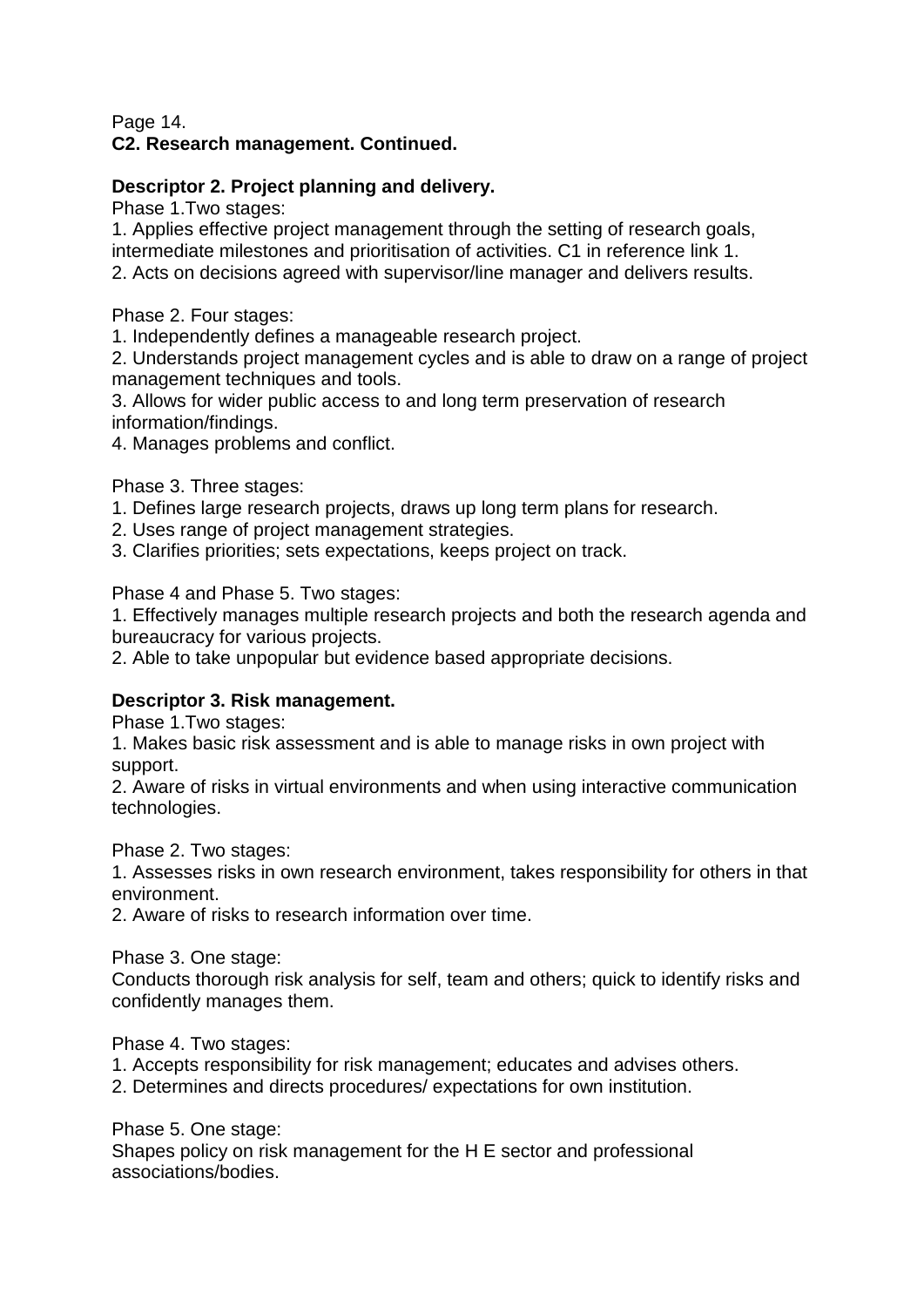**C2. Research management. Continued.**

**Descriptor 2. Project planning and delivery.**

Phase 1.Two stages:

1. Applies effective project management through the setting of research goals, intermediate milestones and prioritisation of activities. C1 in reference link 1.
2. Acts on decisions agreed with supervisor/line manager and delivers results.

Phase 2. Four stages:

1. Independently defines a manageable research project.
2. Understands project management cycles and is able to draw on a range of project management techniques and tools.
3. Allows for wider public access to and long term preservation of research information/findings.
4. Manages problems and conflict.

Phase 3. Three stages:

1. Defines large research projects, draws up long term plans for research.
2. Uses range of project management strategies.
3. Clarifies priorities; sets expectations, keeps project on track.

Phase 4 and Phase 5. Two stages:

1. Effectively manages multiple research projects and both the research agenda and bureaucracy for various projects.
2. Able to take unpopular but evidence based appropriate decisions.

**Descriptor 3. Risk management.**

Phase 1.Two stages:

1. Makes basic risk assessment and is able to manage risks in own project with support.
2. Aware of risks in virtual environments and when using interactive communication technologies.

Phase 2. Two stages:

1. Assesses risks in own research environment, takes responsibility for others in that environment.
2. Aware of risks to research information over time.

Phase 3. One stage:

Conducts thorough risk analysis for self, team and others; quick to identify risks and confidently manages them.

Phase 4. Two stages:

1. Accepts responsibility for risk management; educates and advises others.
2. Determines and directs procedures/ expectations for own institution.

Phase 5. One stage:

Shapes policy on risk management for the H E sector and professional associations/bodies.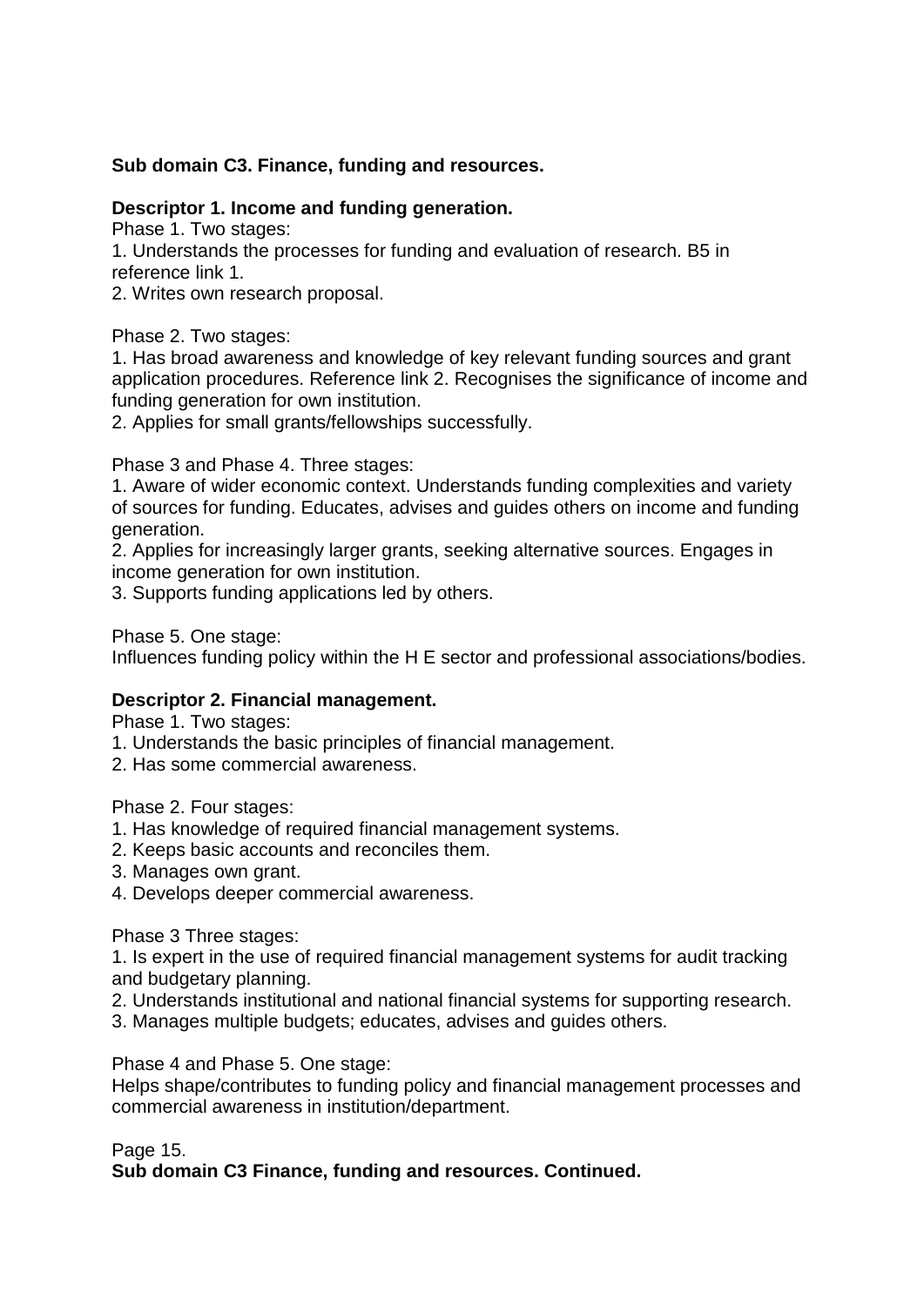**Sub domain C3. Finance, funding and resources.**

**Descriptor 1. Income and funding generation.**

Phase 1. Two stages:

1. Understands the processes for funding and evaluation of research. B5 in reference link 1.
2. Writes own research proposal.

Phase 2. Two stages:

1. Has broad awareness and knowledge of key relevant funding sources and grant application procedures. Reference link 2. Recognises the significance of income and funding generation for own institution.
2. Applies for small grants/fellowships successfully.

Phase 3 and Phase 4. Three stages:

1. Aware of wider economic context. Understands funding complexities and variety of sources for funding. Educates, advises and guides others on income and funding generation.
2. Applies for increasingly larger grants, seeking alternative sources. Engages in income generation for own institution.
3. Supports funding applications led by others.

Phase 5. One stage:

Influences funding policy within the H E sector and professional associations/bodies.

**Descriptor 2. Financial management.**

Phase 1. Two stages:

1. Understands the basic principles of financial management.
2. Has some commercial awareness.

Phase 2. Four stages:

1. Has knowledge of required financial management systems.
2. Keeps basic accounts and reconciles them.
3. Manages own grant.
4. Develops deeper commercial awareness.

Phase 3 Three stages:

1. Is expert in the use of required financial management systems for audit tracking and budgetary planning.
2. Understands institutional and national financial systems for supporting research.
3. Manages multiple budgets; educates, advises and guides others.

Phase 4 and Phase 5. One stage:

Helps shape/contributes to funding policy and financial management processes and commercial awareness in institution/department.

Page 15.

**Sub domain C3 Finance, funding and resources. Continued.**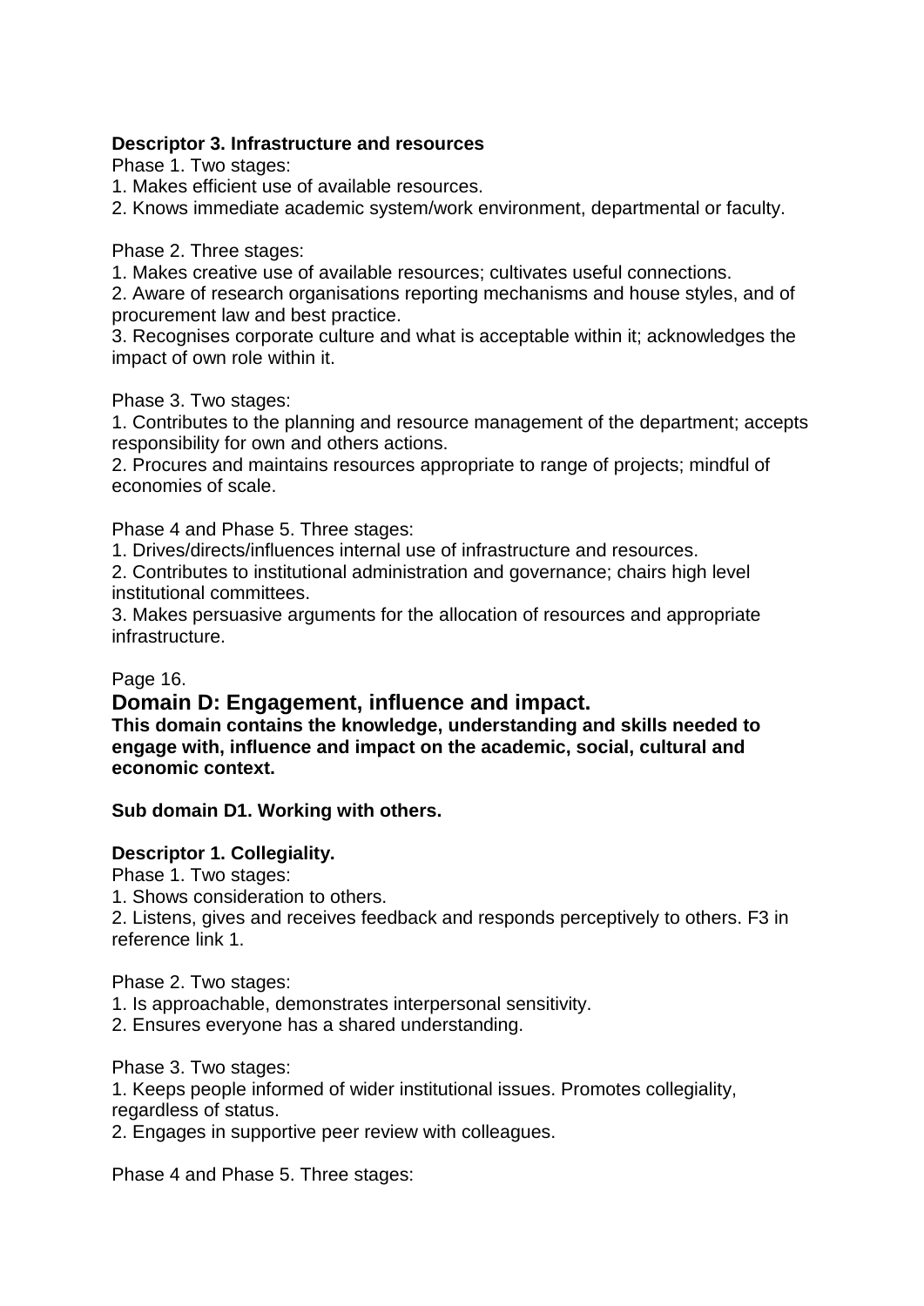**Descriptor 3. Infrastructure and resources**

Phase 1. Two stages:

1. Makes efficient use of available resources.
2. Knows immediate academic system/work environment, departmental or faculty.

Phase 2. Three stages:

1. Makes creative use of available resources; cultivates useful connections.
2. Aware of research organisations reporting mechanisms and house styles, and of procurement law and best practice.
3. Recognises corporate culture and what is acceptable within it; acknowledges the impact of own role within it.

Phase 3. Two stages:

1. Contributes to the planning and resource management of the department; accepts responsibility for own and others actions.
2. Procures and maintains resources appropriate to range of projects; mindful of economies of scale.

Phase 4 and Phase 5. Three stages:

1. Drives/directs/influences internal use of infrastructure and resources.
2. Contributes to institutional administration and governance; chairs high level institutional committees.
3. Makes persuasive arguments for the allocation of resources and appropriate infrastructure.

Page 16.

## Domain D: Engagement, influence and impact.

**This domain contains the knowledge, understanding and skills needed to engage with, influence and impact on the academic, social, cultural and economic context.**

**Sub domain D1. Working with others.**

**Descriptor 1. Collegiality.**

Phase 1. Two stages:

1. Shows consideration to others.
2. Listens, gives and receives feedback and responds perceptively to others. F3 in reference link 1.

Phase 2. Two stages:

1. Is approachable, demonstrates interpersonal sensitivity.
2. Ensures everyone has a shared understanding.

Phase 3. Two stages:

1. Keeps people informed of wider institutional issues. Promotes collegiality, regardless of status.
2. Engages in supportive peer review with colleagues.

Phase 4 and Phase 5. Three stages: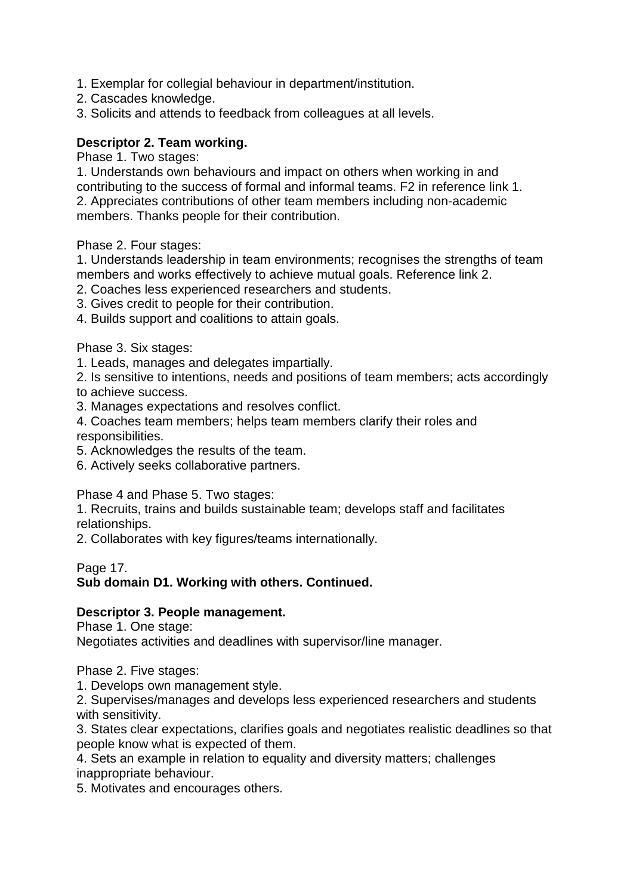1. Exemplar for collegial behaviour in department/institution.
2. Cascades knowledge.
3. Solicits and attends to feedback from colleagues at all levels.

**Descriptor 2. Team working.**

Phase 1. Two stages:

1. Understands own behaviours and impact on others when working in and contributing to the success of formal and informal teams. F2 in reference link 1.
2. Appreciates contributions of other team members including non-academic members. Thanks people for their contribution.

Phase 2. Four stages:

1. Understands leadership in team environments; recognises the strengths of team members and works effectively to achieve mutual goals. Reference link 2.
2. Coaches less experienced researchers and students.
3. Gives credit to people for their contribution.
4. Builds support and coalitions to attain goals.

Phase 3. Six stages:

1. Leads, manages and delegates impartially.
2. Is sensitive to intentions, needs and positions of team members; acts accordingly to achieve success.
3. Manages expectations and resolves conflict.
4. Coaches team members; helps team members clarify their roles and responsibilities.
5. Acknowledges the results of the team.
6. Actively seeks collaborative partners.

Phase 4 and Phase 5. Two stages:

1. Recruits, trains and builds sustainable team; develops staff and facilitates relationships.
2. Collaborates with key figures/teams internationally.

Page 17.

**Sub domain D1. Working with others. Continued.**

**Descriptor 3. People management.**

Phase 1. One stage:

Negotiates activities and deadlines with supervisor/line manager.

Phase 2. Five stages:

1. Develops own management style.
2. Supervises/manages and develops less experienced researchers and students with sensitivity.
3. States clear expectations, clarifies goals and negotiates realistic deadlines so that people know what is expected of them.
4. Sets an example in relation to equality and diversity matters; challenges inappropriate behaviour.
5. Motivates and encourages others.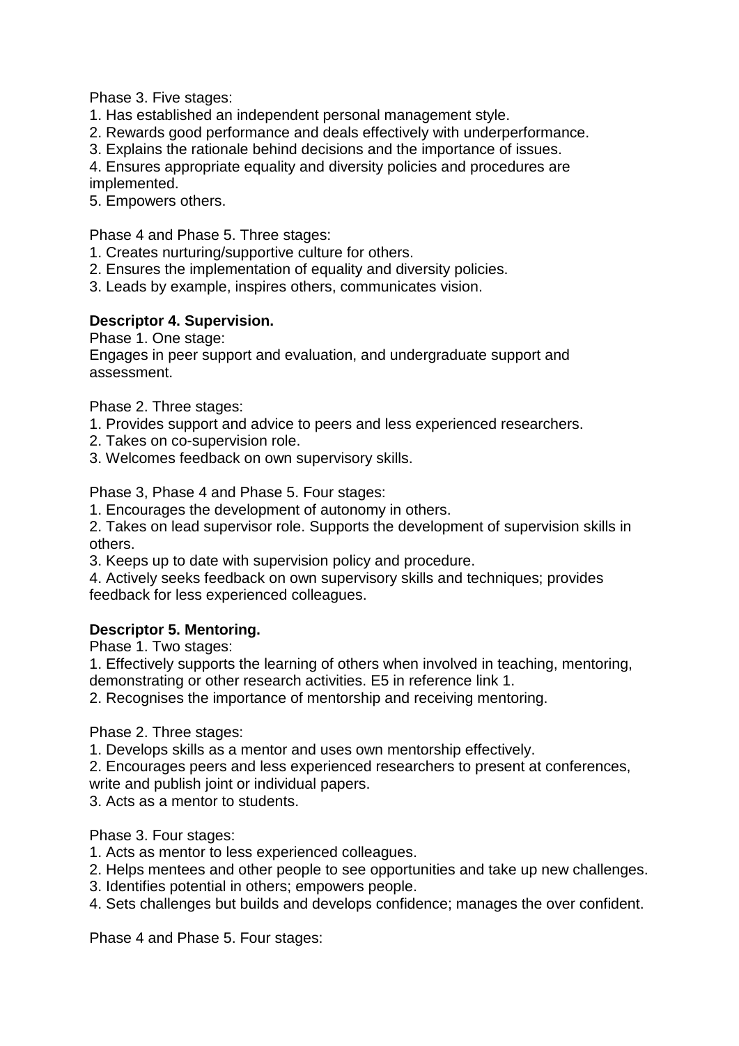Phase 3. Five stages:

1. Has established an independent personal management style.
2. Rewards good performance and deals effectively with underperformance.
3. Explains the rationale behind decisions and the importance of issues.
4. Ensures appropriate equality and diversity policies and procedures are implemented.
5. Empowers others.

Phase 4 and Phase 5. Three stages:

1. Creates nurturing/supportive culture for others.
2. Ensures the implementation of equality and diversity policies.
3. Leads by example, inspires others, communicates vision.

**Descriptor 4. Supervision.**

Phase 1. One stage:

Engages in peer support and evaluation, and undergraduate support and assessment.

Phase 2. Three stages:

1. Provides support and advice to peers and less experienced researchers.
2. Takes on co-supervision role.
3. Welcomes feedback on own supervisory skills.

Phase 3, Phase 4 and Phase 5. Four stages:

1. Encourages the development of autonomy in others.
2. Takes on lead supervisor role. Supports the development of supervision skills in others.
3. Keeps up to date with supervision policy and procedure.
4. Actively seeks feedback on own supervisory skills and techniques; provides feedback for less experienced colleagues.

**Descriptor 5. Mentoring.**

Phase 1. Two stages:

1. Effectively supports the learning of others when involved in teaching, mentoring, demonstrating or other research activities. E5 in reference link 1.
2. Recognises the importance of mentorship and receiving mentoring.

Phase 2. Three stages:

1. Develops skills as a mentor and uses own mentorship effectively.
2. Encourages peers and less experienced researchers to present at conferences, write and publish joint or individual papers.
3. Acts as a mentor to students.

Phase 3. Four stages:

1. Acts as mentor to less experienced colleagues.
2. Helps mentees and other people to see opportunities and take up new challenges.
3. Identifies potential in others; empowers people.
4. Sets challenges but builds and develops confidence; manages the over confident.

Phase 4 and Phase 5. Four stages: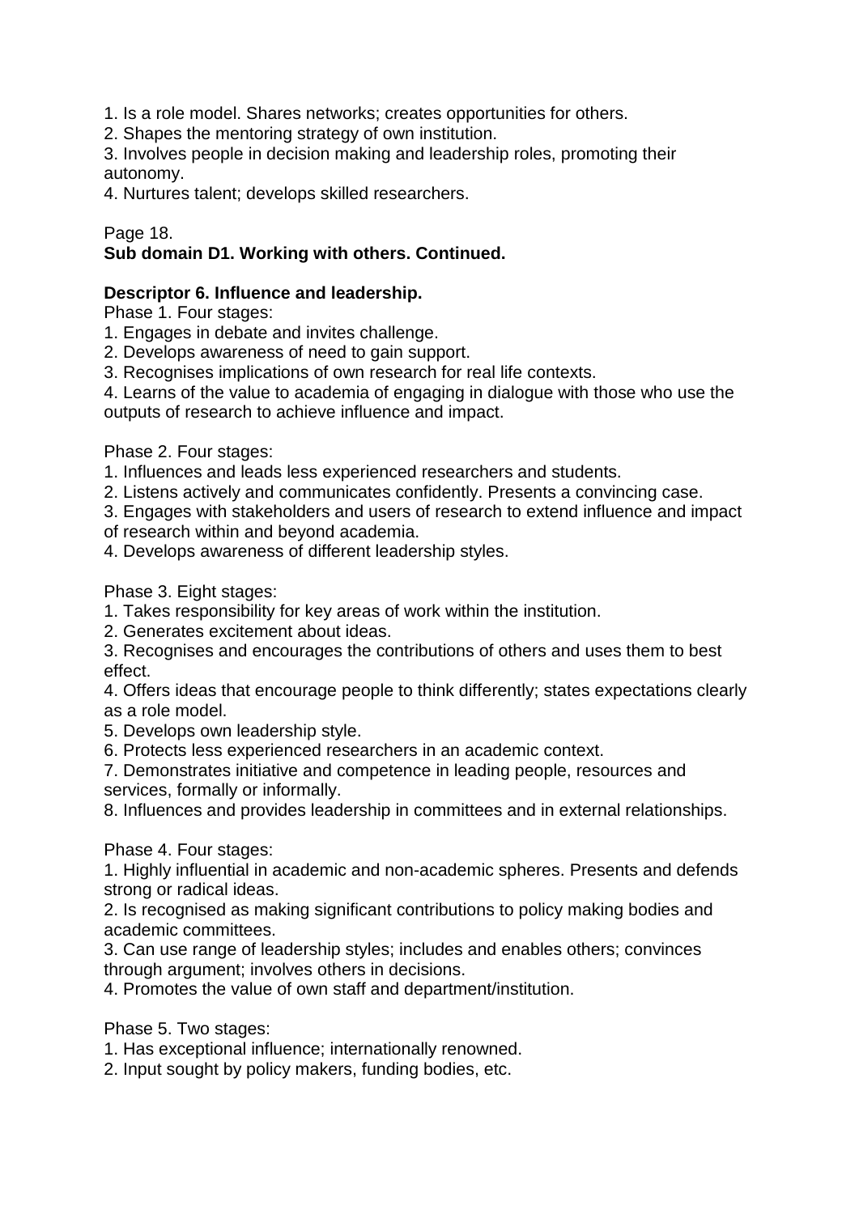1. Is a role model. Shares networks; creates opportunities for others.
2. Shapes the mentoring strategy of own institution.
3. Involves people in decision making and leadership roles, promoting their autonomy.
4. Nurtures talent; develops skilled researchers.

Page 18.

**Sub domain D1. Working with others. Continued.**

**Descriptor 6. Influence and leadership.**

Phase 1. Four stages:

1. Engages in debate and invites challenge.
2. Develops awareness of need to gain support.
3. Recognises implications of own research for real life contexts.
4. Learns of the value to academia of engaging in dialogue with those who use the outputs of research to achieve influence and impact.

Phase 2. Four stages:

1. Influences and leads less experienced researchers and students.
2. Listens actively and communicates confidently. Presents a convincing case.
3. Engages with stakeholders and users of research to extend influence and impact of research within and beyond academia.
4. Develops awareness of different leadership styles.

Phase 3. Eight stages:

1. Takes responsibility for key areas of work within the institution.
2. Generates excitement about ideas.
3. Recognises and encourages the contributions of others and uses them to best effect.
4. Offers ideas that encourage people to think differently; states expectations clearly as a role model.
5. Develops own leadership style.
6. Protects less experienced researchers in an academic context.
7. Demonstrates initiative and competence in leading people, resources and services, formally or informally.
8. Influences and provides leadership in committees and in external relationships.

Phase 4. Four stages:

1. Highly influential in academic and non-academic spheres. Presents and defends strong or radical ideas.
2. Is recognised as making significant contributions to policy making bodies and academic committees.
3. Can use range of leadership styles; includes and enables others; convinces through argument; involves others in decisions.
4. Promotes the value of own staff and department/institution.

Phase 5. Two stages:

1. Has exceptional influence; internationally renowned.
2. Input sought by policy makers, funding bodies, etc.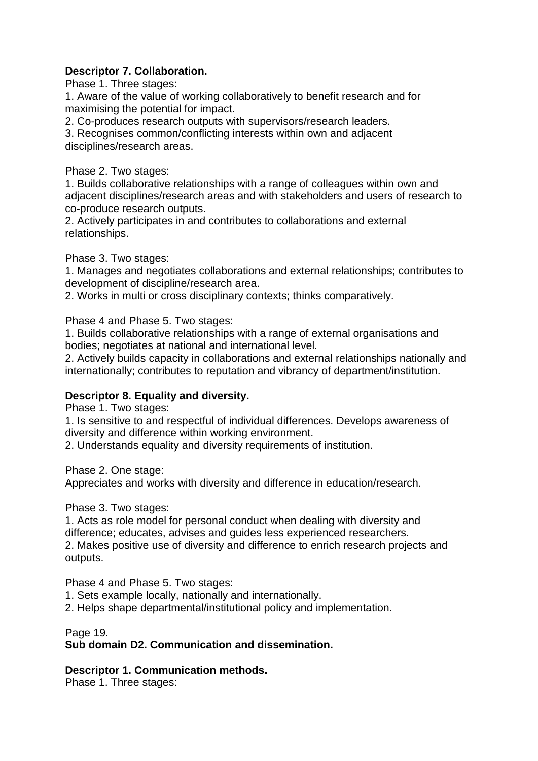**Descriptor 7. Collaboration.**

Phase 1. Three stages:

1. Aware of the value of working collaboratively to benefit research and for maximising the potential for impact.
2. Co-produces research outputs with supervisors/research leaders.
3. Recognises common/conflicting interests within own and adjacent disciplines/research areas.

Phase 2. Two stages:

1. Builds collaborative relationships with a range of colleagues within own and adjacent disciplines/research areas and with stakeholders and users of research to co-produce research outputs.
2. Actively participates in and contributes to collaborations and external relationships.

Phase 3. Two stages:

1. Manages and negotiates collaborations and external relationships; contributes to development of discipline/research area.
2. Works in multi or cross disciplinary contexts; thinks comparatively.

Phase 4 and Phase 5. Two stages:

1. Builds collaborative relationships with a range of external organisations and bodies; negotiates at national and international level.
2. Actively builds capacity in collaborations and external relationships nationally and internationally; contributes to reputation and vibrancy of department/institution.

**Descriptor 8. Equality and diversity.**

Phase 1. Two stages:

1. Is sensitive to and respectful of individual differences. Develops awareness of diversity and difference within working environment.
2. Understands equality and diversity requirements of institution.

Phase 2. One stage:

Appreciates and works with diversity and difference in education/research.

Phase 3. Two stages:

1. Acts as role model for personal conduct when dealing with diversity and difference; educates, advises and guides less experienced researchers.
2. Makes positive use of diversity and difference to enrich research projects and outputs.

Phase 4 and Phase 5. Two stages:

1. Sets example locally, nationally and internationally.
2. Helps shape departmental/institutional policy and implementation.

Page 19.

**Sub domain D2. Communication and dissemination.**

**Descriptor 1. Communication methods.**

Phase 1. Three stages: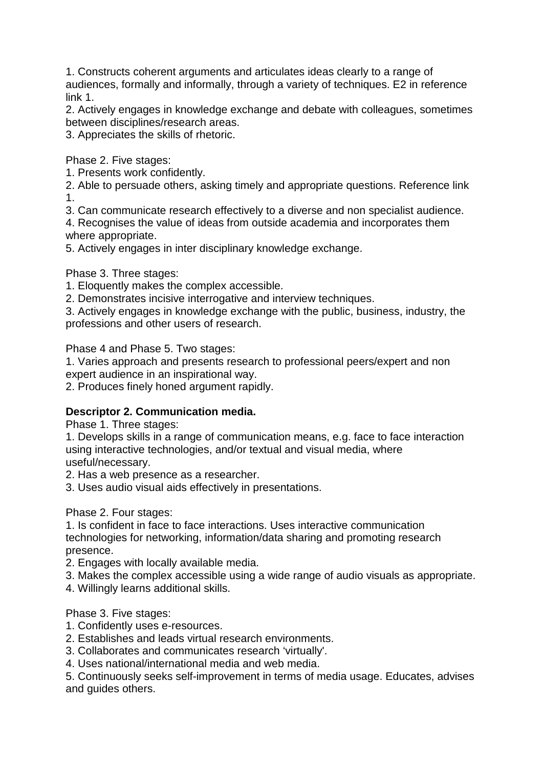1. Constructs coherent arguments and articulates ideas clearly to a range of audiences, formally and informally, through a variety of techniques. E2 in reference link 1.
2. Actively engages in knowledge exchange and debate with colleagues, sometimes between disciplines/research areas.
3. Appreciates the skills of rhetoric.

Phase 2. Five stages:
1. Presents work confidently.
2. Able to persuade others, asking timely and appropriate questions. Reference link 1.
3. Can communicate research effectively to a diverse and non specialist audience.
4. Recognises the value of ideas from outside academia and incorporates them where appropriate.
5. Actively engages in inter disciplinary knowledge exchange.

Phase 3. Three stages:
1. Eloquently makes the complex accessible.
2. Demonstrates incisive interrogative and interview techniques.
3. Actively engages in knowledge exchange with the public, business, industry, the professions and other users of research.

Phase 4 and Phase 5. Two stages:
1. Varies approach and presents research to professional peers/expert and non expert audience in an inspirational way.
2. Produces finely honed argument rapidly.

**Descriptor 2. Communication media.**

Phase 1. Three stages:
1. Develops skills in a range of communication means, e.g. face to face interaction using interactive technologies, and/or textual and visual media, where useful/necessary.
2. Has a web presence as a researcher.
3. Uses audio visual aids effectively in presentations.

Phase 2. Four stages:
1. Is confident in face to face interactions. Uses interactive communication technologies for networking, information/data sharing and promoting research presence.
2. Engages with locally available media.
3. Makes the complex accessible using a wide range of audio visuals as appropriate.
4. Willingly learns additional skills.

Phase 3. Five stages:
1. Confidently uses e-resources.
2. Establishes and leads virtual research environments.
3. Collaborates and communicates research 'virtually'.
4. Uses national/international media and web media.
5. Continuously seeks self-improvement in terms of media usage. Educates, advises and guides others.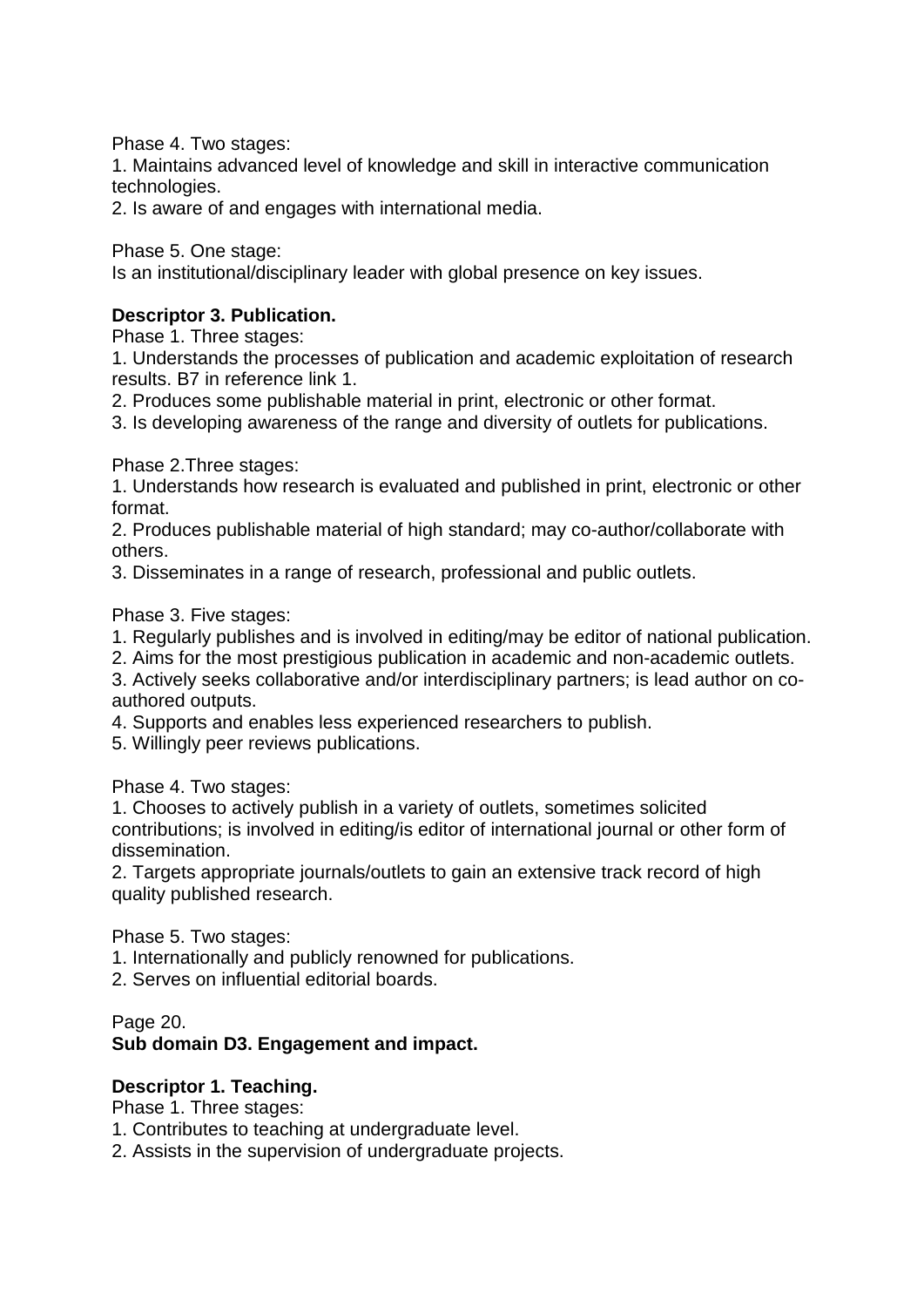Phase 4. Two stages:

1. Maintains advanced level of knowledge and skill in interactive communication technologies.
2. Is aware of and engages with international media.

Phase 5. One stage:

Is an institutional/disciplinary leader with global presence on key issues.

**Descriptor 3. Publication.**

Phase 1. Three stages:

1. Understands the processes of publication and academic exploitation of research results. B7 in reference link 1.
2. Produces some publishable material in print, electronic or other format.
3. Is developing awareness of the range and diversity of outlets for publications.

Phase 2.Three stages:

1. Understands how research is evaluated and published in print, electronic or other format.
2. Produces publishable material of high standard; may co-author/collaborate with others.
3. Disseminates in a range of research, professional and public outlets.

Phase 3. Five stages:

1. Regularly publishes and is involved in editing/may be editor of national publication.
2. Aims for the most prestigious publication in academic and non-academic outlets.
3. Actively seeks collaborative and/or interdisciplinary partners; is lead author on co-authored outputs.
4. Supports and enables less experienced researchers to publish.
5. Willingly peer reviews publications.

Phase 4. Two stages:

1. Chooses to actively publish in a variety of outlets, sometimes solicited contributions; is involved in editing/is editor of international journal or other form of dissemination.
2. Targets appropriate journals/outlets to gain an extensive track record of high quality published research.

Phase 5. Two stages:

1. Internationally and publicly renowned for publications.
2. Serves on influential editorial boards.

Page 20.

**Sub domain D3. Engagement and impact.**

**Descriptor 1. Teaching.**

Phase 1. Three stages:

1. Contributes to teaching at undergraduate level.
2. Assists in the supervision of undergraduate projects.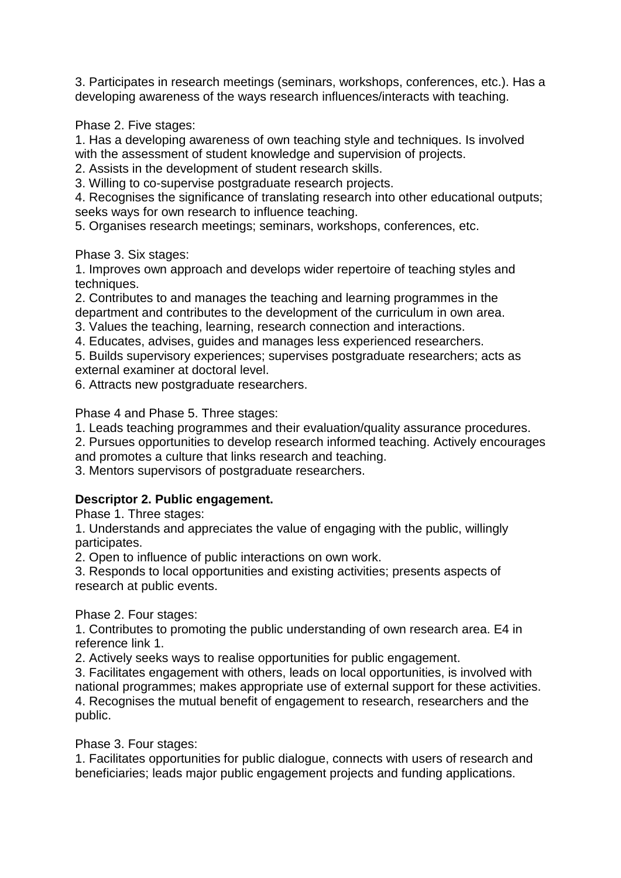3. Participates in research meetings (seminars, workshops, conferences, etc.). Has a developing awareness of the ways research influences/interacts with teaching.

Phase 2. Five stages:

1. Has a developing awareness of own teaching style and techniques. Is involved with the assessment of student knowledge and supervision of projects.
2. Assists in the development of student research skills.
3. Willing to co-supervise postgraduate research projects.
4. Recognises the significance of translating research into other educational outputs; seeks ways for own research to influence teaching.
5. Organises research meetings; seminars, workshops, conferences, etc.

Phase 3. Six stages:

1. Improves own approach and develops wider repertoire of teaching styles and techniques.
2. Contributes to and manages the teaching and learning programmes in the department and contributes to the development of the curriculum in own area.
3. Values the teaching, learning, research connection and interactions.
4. Educates, advises, guides and manages less experienced researchers.
5. Builds supervisory experiences; supervises postgraduate researchers; acts as external examiner at doctoral level.
6. Attracts new postgraduate researchers.

Phase 4 and Phase 5. Three stages:

1. Leads teaching programmes and their evaluation/quality assurance procedures.
2. Pursues opportunities to develop research informed teaching. Actively encourages and promotes a culture that links research and teaching.
3. Mentors supervisors of postgraduate researchers.

**Descriptor 2. Public engagement.**

Phase 1. Three stages:

1. Understands and appreciates the value of engaging with the public, willingly participates.
2. Open to influence of public interactions on own work.
3. Responds to local opportunities and existing activities; presents aspects of research at public events.

Phase 2. Four stages:

1. Contributes to promoting the public understanding of own research area. E4 in reference link 1.
2. Actively seeks ways to realise opportunities for public engagement.
3. Facilitates engagement with others, leads on local opportunities, is involved with national programmes; makes appropriate use of external support for these activities.
4. Recognises the mutual benefit of engagement to research, researchers and the public.

Phase 3. Four stages:

1. Facilitates opportunities for public dialogue, connects with users of research and beneficiaries; leads major public engagement projects and funding applications.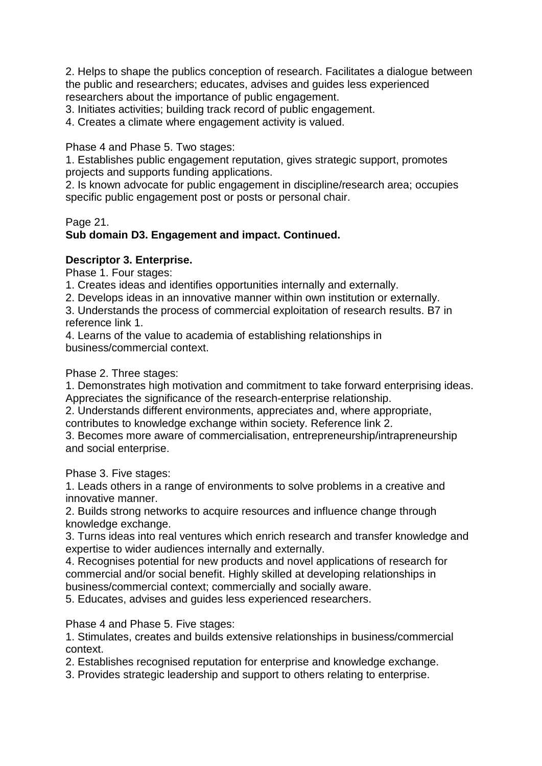2. Helps to shape the publics conception of research. Facilitates a dialogue between the public and researchers; educates, advises and guides less experienced researchers about the importance of public engagement.
3. Initiates activities; building track record of public engagement.
4. Creates a climate where engagement activity is valued.

Phase 4 and Phase 5. Two stages:
1. Establishes public engagement reputation, gives strategic support, promotes projects and supports funding applications.
2. Is known advocate for public engagement in discipline/research area; occupies specific public engagement post or posts or personal chair.

Page 21.
**Sub domain D3. Engagement and impact. Continued.**

**Descriptor 3. Enterprise.**
Phase 1. Four stages:
1. Creates ideas and identifies opportunities internally and externally.
2. Develops ideas in an innovative manner within own institution or externally.
3. Understands the process of commercial exploitation of research results. B7 in reference link 1.
4. Learns of the value to academia of establishing relationships in business/commercial context.

Phase 2. Three stages:
1. Demonstrates high motivation and commitment to take forward enterprising ideas. Appreciates the significance of the research-enterprise relationship.
2. Understands different environments, appreciates and, where appropriate, contributes to knowledge exchange within society. Reference link 2.
3. Becomes more aware of commercialisation, entrepreneurship/intrapreneurship and social enterprise.

Phase 3. Five stages:
1. Leads others in a range of environments to solve problems in a creative and innovative manner.
2. Builds strong networks to acquire resources and influence change through knowledge exchange.
3. Turns ideas into real ventures which enrich research and transfer knowledge and expertise to wider audiences internally and externally.
4. Recognises potential for new products and novel applications of research for commercial and/or social benefit. Highly skilled at developing relationships in business/commercial context; commercially and socially aware.
5. Educates, advises and guides less experienced researchers.

Phase 4 and Phase 5. Five stages:
1. Stimulates, creates and builds extensive relationships in business/commercial context.
2. Establishes recognised reputation for enterprise and knowledge exchange.
3. Provides strategic leadership and support to others relating to enterprise.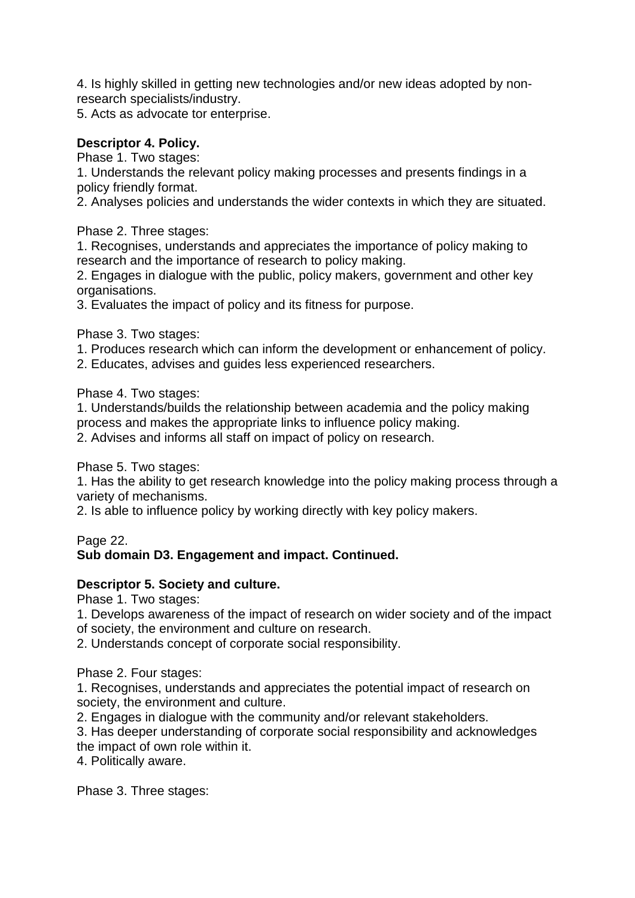4. Is highly skilled in getting new technologies and/or new ideas adopted by non-research specialists/industry.
5. Acts as advocate tor enterprise.

**Descriptor 4. Policy.**

Phase 1. Two stages:
1. Understands the relevant policy making processes and presents findings in a policy friendly format.
2. Analyses policies and understands the wider contexts in which they are situated.

Phase 2. Three stages:
1. Recognises, understands and appreciates the importance of policy making to research and the importance of research to policy making.
2. Engages in dialogue with the public, policy makers, government and other key organisations.
3. Evaluates the impact of policy and its fitness for purpose.

Phase 3. Two stages:
1. Produces research which can inform the development or enhancement of policy.
2. Educates, advises and guides less experienced researchers.

Phase 4. Two stages:
1. Understands/builds the relationship between academia and the policy making process and makes the appropriate links to influence policy making.
2. Advises and informs all staff on impact of policy on research.

Phase 5. Two stages:
1. Has the ability to get research knowledge into the policy making process through a variety of mechanisms.
2. Is able to influence policy by working directly with key policy makers.

Page 22.

**Sub domain D3. Engagement and impact. Continued.**

**Descriptor 5. Society and culture.**

Phase 1. Two stages:
1. Develops awareness of the impact of research on wider society and of the impact of society, the environment and culture on research.
2. Understands concept of corporate social responsibility.

Phase 2. Four stages:
1. Recognises, understands and appreciates the potential impact of research on society, the environment and culture.
2. Engages in dialogue with the community and/or relevant stakeholders.
3. Has deeper understanding of corporate social responsibility and acknowledges the impact of own role within it.
4. Politically aware.

Phase 3. Three stages: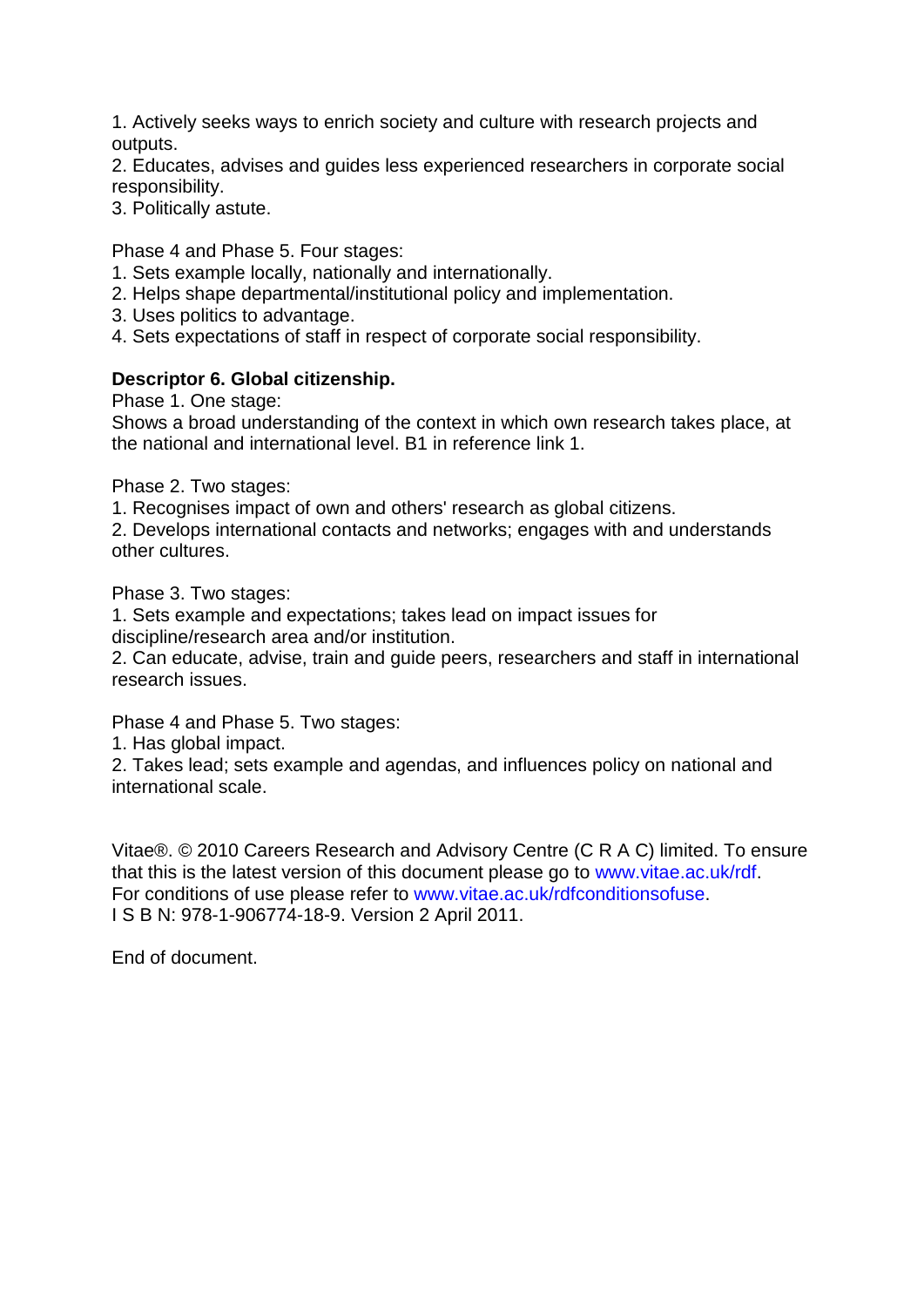1. Actively seeks ways to enrich society and culture with research projects and outputs.
2. Educates, advises and guides less experienced researchers in corporate social responsibility.
3. Politically astute.

Phase 4 and Phase 5. Four stages:
1. Sets example locally, nationally and internationally.
2. Helps shape departmental/institutional policy and implementation.
3. Uses politics to advantage.
4. Sets expectations of staff in respect of corporate social responsibility.

**Descriptor 6. Global citizenship.**

Phase 1. One stage:
Shows a broad understanding of the context in which own research takes place, at the national and international level. B1 in reference link 1.

Phase 2. Two stages:
1. Recognises impact of own and others' research as global citizens.
2. Develops international contacts and networks; engages with and understands other cultures.

Phase 3. Two stages:
1. Sets example and expectations; takes lead on impact issues for discipline/research area and/or institution.
2. Can educate, advise, train and guide peers, researchers and staff in international research issues.

Phase 4 and Phase 5. Two stages:
1. Has global impact.
2. Takes lead; sets example and agendas, and influences policy on national and international scale.

Vitae®. © 2010 Careers Research and Advisory Centre (C R A C) limited. To ensure that this is the latest version of this document please go to www.vitae.ac.uk/rdf.
For conditions of use please refer to www.vitae.ac.uk/rdfconditionsofuse.
I S B N: 978-1-906774-18-9. Version 2 April 2011.

End of document.